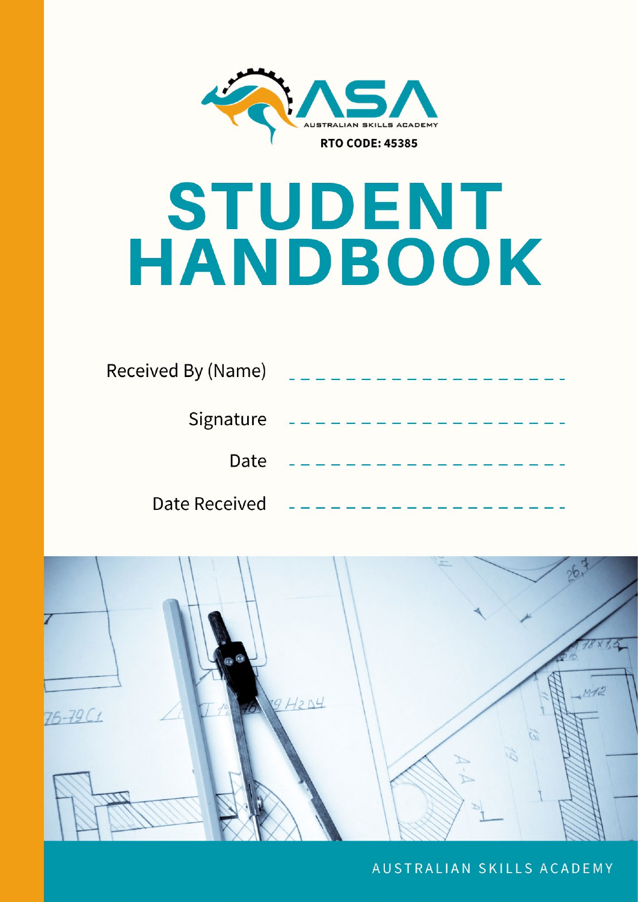AUSTRALIAN SKILLS ACADEMY

**RTO CODE: 45385**

# STUDENT HANDBOOK

Received By (Name) ____________________

Signature ____________________

Date ____________________

Date Received ____________________

AUSTRALIAN SKILLS ACADEMY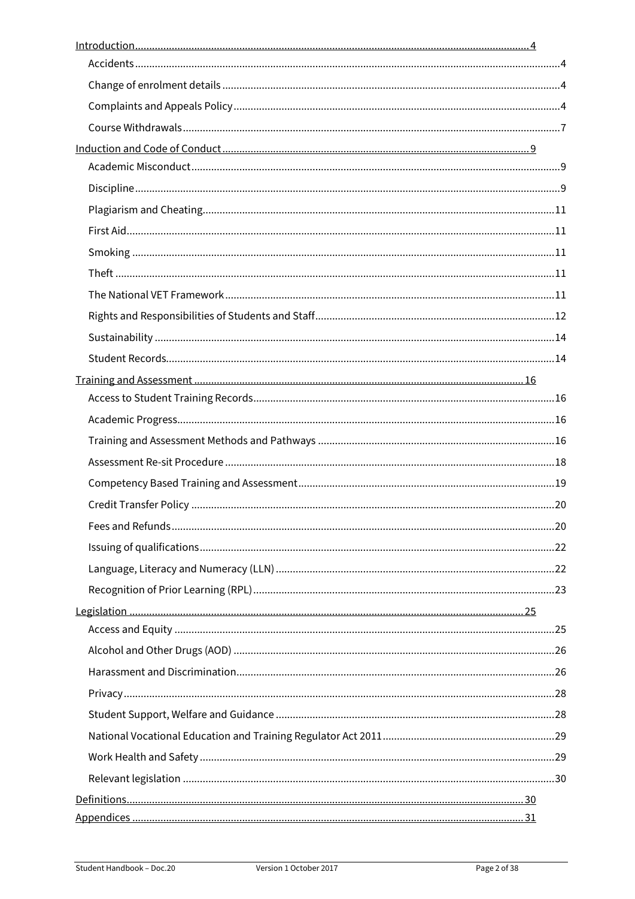[Introduction](#) ........................................................................................................................................ 4

- Accidents ........................................................................................................................................ 4
- Change of enrolment details ........................................................................................................ 4
- Complaints and Appeals Policy .................................................................................................... 4
- Course Withdrawals ...................................................................................................................... 7

[Induction and Code of Conduct](#) ............................................................................................................ 9

- Academic Misconduct .................................................................................................................. 9
- Discipline ...................................................................................................................................... 9
- Plagiarism and Cheating .............................................................................................................. 11
- First Aid ........................................................................................................................................ 11
- Smoking ........................................................................................................................................ 11
- Theft ............................................................................................................................................. 11
- The National VET Framework .................................................................................................... 11
- Rights and Responsibilities of Students and Staff ..................................................................... 12
- Sustainability ............................................................................................................................... 14
- Student Records ........................................................................................................................... 14

[Training and Assessment](#) ..................................................................................................................... 16

- Access to Student Training Records ........................................................................................... 16
- Academic Progress ...................................................................................................................... 16
- Training and Assessment Methods and Pathways ..................................................................... 16
- Assessment Re-sit Procedure ..................................................................................................... 18
- Competency Based Training and Assessment ........................................................................... 19
- Credit Transfer Policy ................................................................................................................. 20
- Fees and Refunds ........................................................................................................................ 20
- Issuing of qualifications .............................................................................................................. 22
- Language, Literacy and Numeracy (LLN) .................................................................................. 22
- Recognition of Prior Learning (RPL) ........................................................................................... 23

[Legislation](#) ........................................................................................................................................... 25

- Access and Equity ....................................................................................................................... 25
- Alcohol and Other Drugs (AOD) .................................................................................................. 26
- Harassment and Discrimination .................................................................................................. 26
- Privacy ......................................................................................................................................... 28
- Student Support, Welfare and Guidance .................................................................................... 28
- National Vocational Education and Training Regulator Act 2011 ............................................. 29
- Work Health and Safety ............................................................................................................... 29
- Relevant legislation ..................................................................................................................... 30

[Definitions](#) ........................................................................................................................................... 30

[Appendices](#) .......................................................................................................................................... 31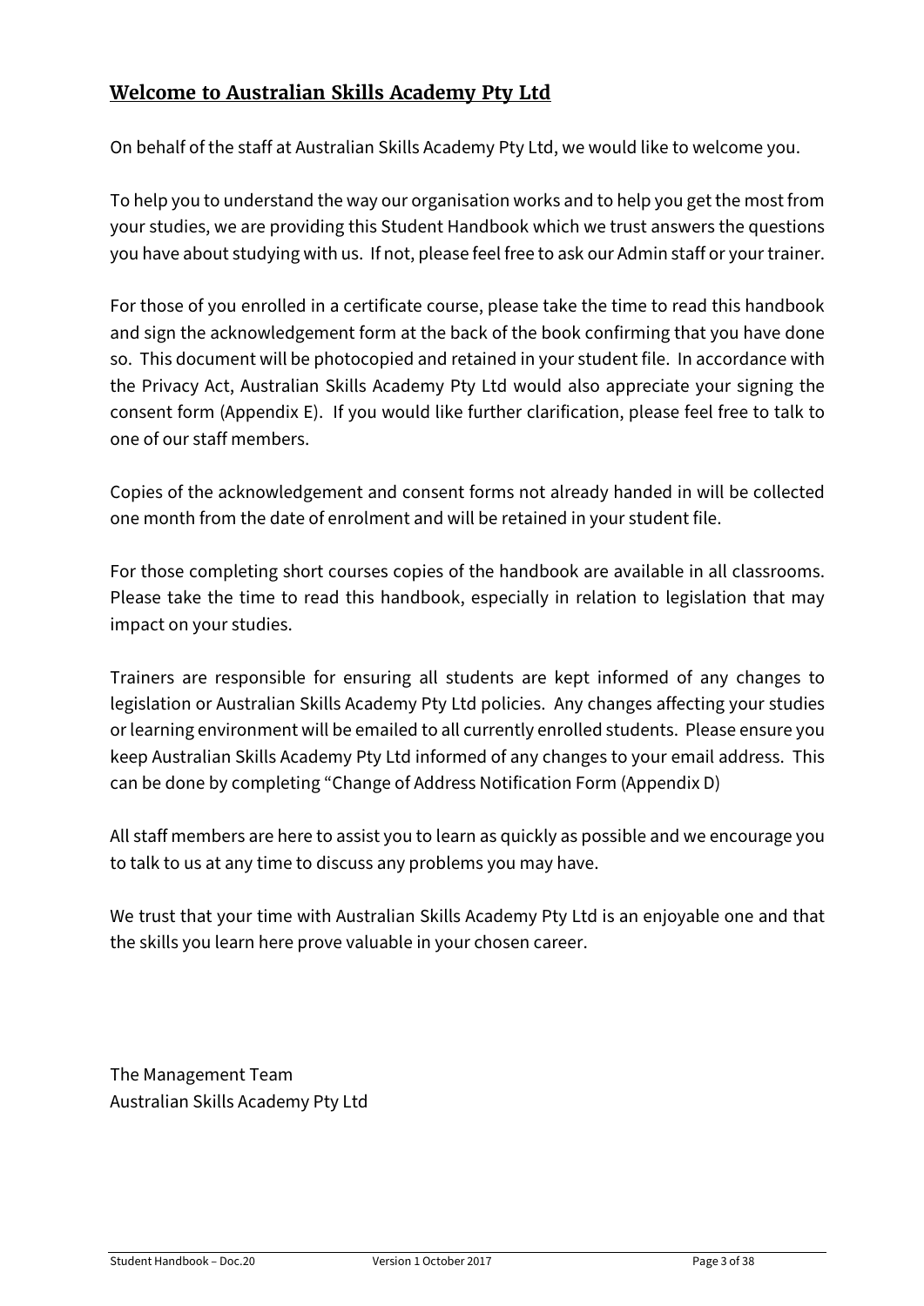## Welcome to Australian Skills Academy Pty Ltd

On behalf of the staff at Australian Skills Academy Pty Ltd, we would like to welcome you.

To help you to understand the way our organisation works and to help you get the most from your studies, we are providing this Student Handbook which we trust answers the questions you have about studying with us. If not, please feel free to ask our Admin staff or your trainer.

For those of you enrolled in a certificate course, please take the time to read this handbook and sign the acknowledgement form at the back of the book confirming that you have done so. This document will be photocopied and retained in your student file. In accordance with the Privacy Act, Australian Skills Academy Pty Ltd would also appreciate your signing the consent form (Appendix E). If you would like further clarification, please feel free to talk to one of our staff members.

Copies of the acknowledgement and consent forms not already handed in will be collected one month from the date of enrolment and will be retained in your student file.

For those completing short courses copies of the handbook are available in all classrooms. Please take the time to read this handbook, especially in relation to legislation that may impact on your studies.

Trainers are responsible for ensuring all students are kept informed of any changes to legislation or Australian Skills Academy Pty Ltd policies. Any changes affecting your studies or learning environment will be emailed to all currently enrolled students. Please ensure you keep Australian Skills Academy Pty Ltd informed of any changes to your email address. This can be done by completing "Change of Address Notification Form (Appendix D)

All staff members are here to assist you to learn as quickly as possible and we encourage you to talk to us at any time to discuss any problems you may have.

We trust that your time with Australian Skills Academy Pty Ltd is an enjoyable one and that the skills you learn here prove valuable in your chosen career.

The Management Team
Australian Skills Academy Pty Ltd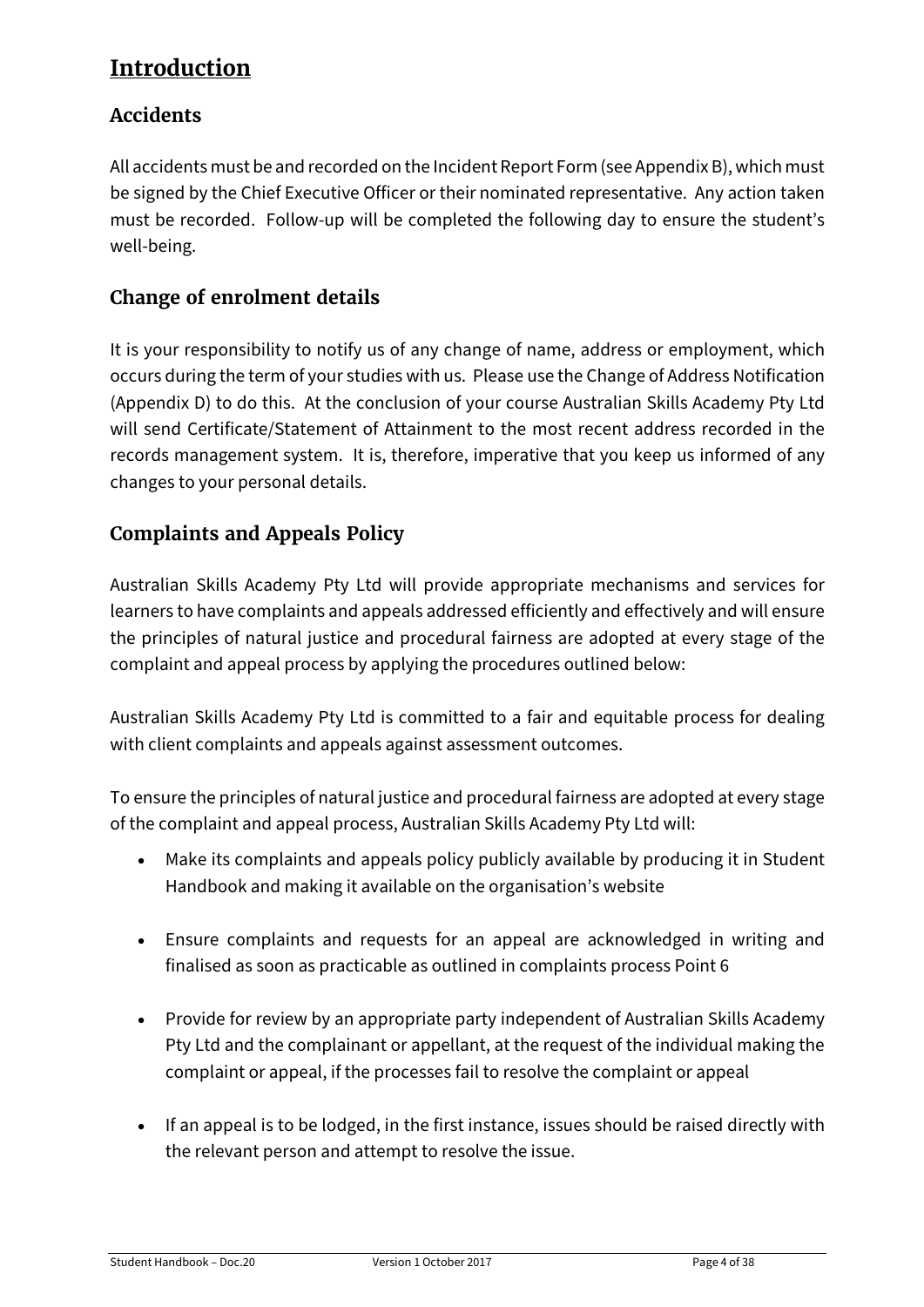# Introduction

## Accidents

All accidents must be and recorded on the Incident Report Form (see Appendix B), which must be signed by the Chief Executive Officer or their nominated representative. Any action taken must be recorded. Follow-up will be completed the following day to ensure the student's well-being.

## Change of enrolment details

It is your responsibility to notify us of any change of name, address or employment, which occurs during the term of your studies with us. Please use the Change of Address Notification (Appendix D) to do this. At the conclusion of your course Australian Skills Academy Pty Ltd will send Certificate/Statement of Attainment to the most recent address recorded in the records management system. It is, therefore, imperative that you keep us informed of any changes to your personal details.

## Complaints and Appeals Policy

Australian Skills Academy Pty Ltd will provide appropriate mechanisms and services for learners to have complaints and appeals addressed efficiently and effectively and will ensure the principles of natural justice and procedural fairness are adopted at every stage of the complaint and appeal process by applying the procedures outlined below:

Australian Skills Academy Pty Ltd is committed to a fair and equitable process for dealing with client complaints and appeals against assessment outcomes.

To ensure the principles of natural justice and procedural fairness are adopted at every stage of the complaint and appeal process, Australian Skills Academy Pty Ltd will:

- Make its complaints and appeals policy publicly available by producing it in Student Handbook and making it available on the organisation's website
- Ensure complaints and requests for an appeal are acknowledged in writing and finalised as soon as practicable as outlined in complaints process Point 6
- Provide for review by an appropriate party independent of Australian Skills Academy Pty Ltd and the complainant or appellant, at the request of the individual making the complaint or appeal, if the processes fail to resolve the complaint or appeal
- If an appeal is to be lodged, in the first instance, issues should be raised directly with the relevant person and attempt to resolve the issue.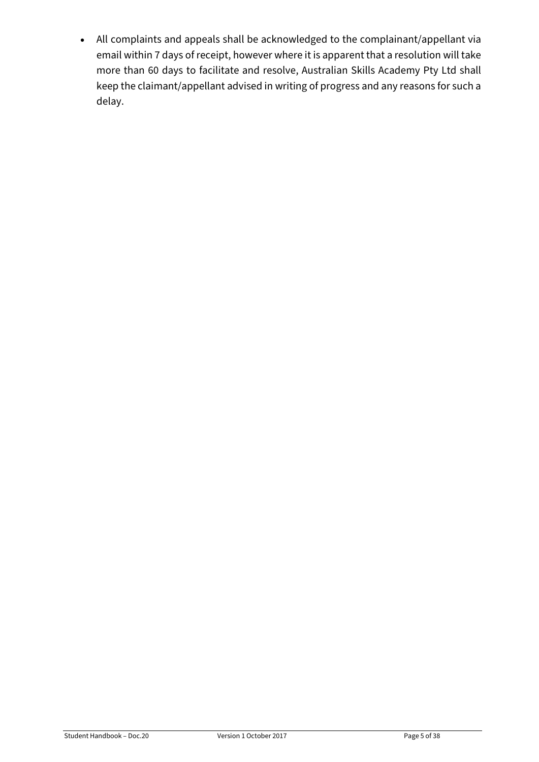- All complaints and appeals shall be acknowledged to the complainant/appellant via email within 7 days of receipt, however where it is apparent that a resolution will take more than 60 days to facilitate and resolve, Australian Skills Academy Pty Ltd shall keep the claimant/appellant advised in writing of progress and any reasons for such a delay.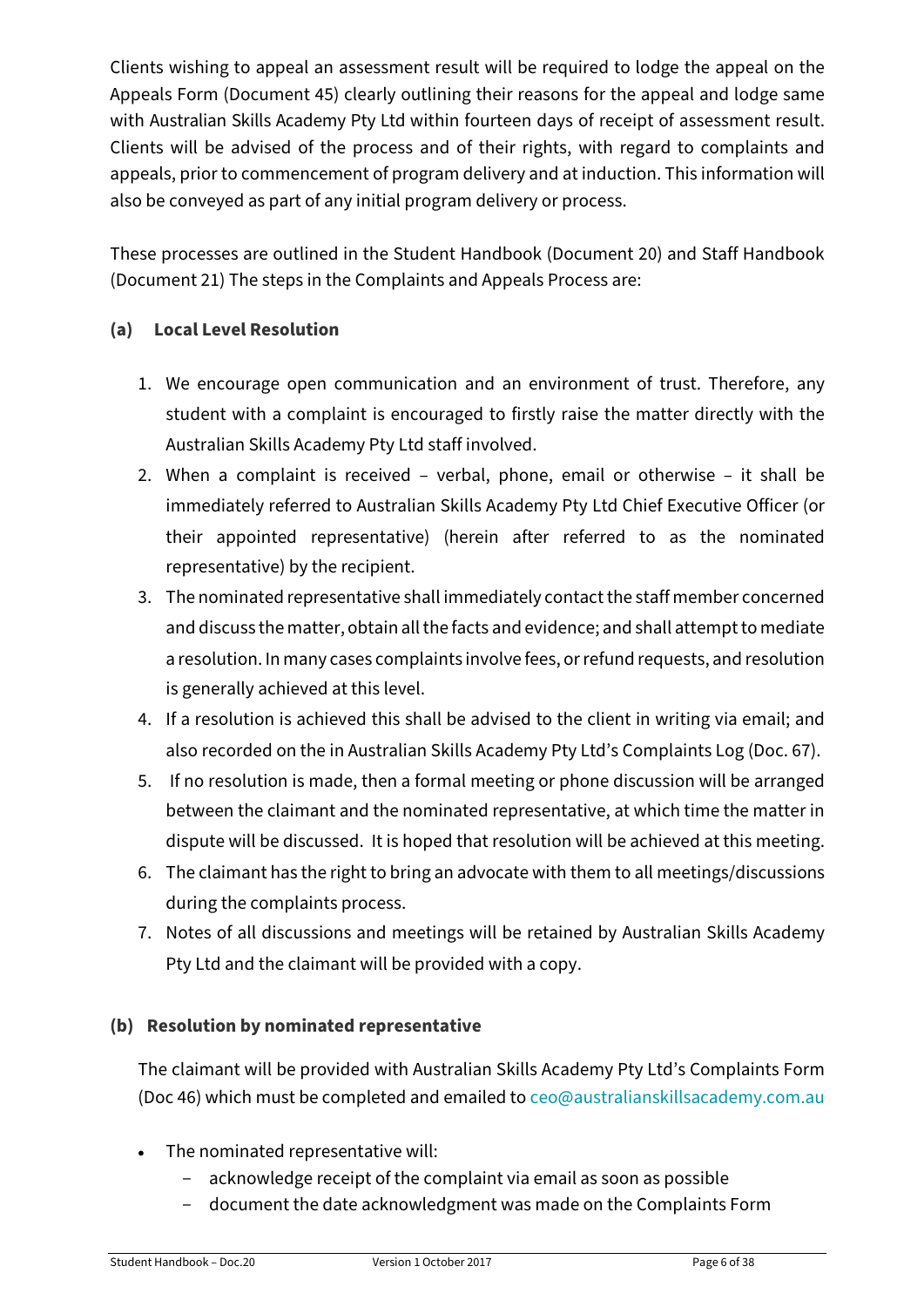Clients wishing to appeal an assessment result will be required to lodge the appeal on the Appeals Form (Document 45) clearly outlining their reasons for the appeal and lodge same with Australian Skills Academy Pty Ltd within fourteen days of receipt of assessment result. Clients will be advised of the process and of their rights, with regard to complaints and appeals, prior to commencement of program delivery and at induction. This information will also be conveyed as part of any initial program delivery or process.

These processes are outlined in the Student Handbook (Document 20) and Staff Handbook (Document 21) The steps in the Complaints and Appeals Process are:

**(a) Local Level Resolution**

1. We encourage open communication and an environment of trust. Therefore, any student with a complaint is encouraged to firstly raise the matter directly with the Australian Skills Academy Pty Ltd staff involved.
2. When a complaint is received – verbal, phone, email or otherwise – it shall be immediately referred to Australian Skills Academy Pty Ltd Chief Executive Officer (or their appointed representative) (herein after referred to as the nominated representative) by the recipient.
3. The nominated representative shall immediately contact the staff member concerned and discuss the matter, obtain all the facts and evidence; and shall attempt to mediate a resolution. In many cases complaints involve fees, or refund requests, and resolution is generally achieved at this level.
4. If a resolution is achieved this shall be advised to the client in writing via email; and also recorded on the in Australian Skills Academy Pty Ltd's Complaints Log (Doc. 67).
5. If no resolution is made, then a formal meeting or phone discussion will be arranged between the claimant and the nominated representative, at which time the matter in dispute will be discussed. It is hoped that resolution will be achieved at this meeting.
6. The claimant has the right to bring an advocate with them to all meetings/discussions during the complaints process.
7. Notes of all discussions and meetings will be retained by Australian Skills Academy Pty Ltd and the claimant will be provided with a copy.

**(b) Resolution by nominated representative**

The claimant will be provided with Australian Skills Academy Pty Ltd's Complaints Form (Doc 46) which must be completed and emailed to ceo@australianskillsacademy.com.au

- The nominated representative will:
  - acknowledge receipt of the complaint via email as soon as possible
  - document the date acknowledgment was made on the Complaints Form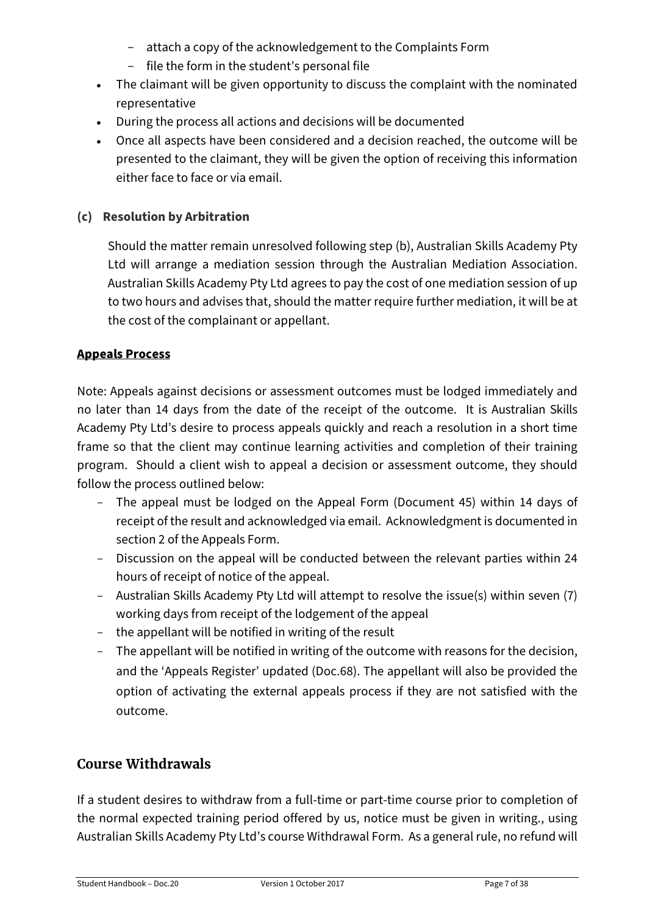- attach a copy of the acknowledgement to the Complaints Form
- file the form in the student's personal file

- The claimant will be given opportunity to discuss the complaint with the nominated representative
- During the process all actions and decisions will be documented
- Once all aspects have been considered and a decision reached, the outcome will be presented to the claimant, they will be given the option of receiving this information either face to face or via email.

**(c) Resolution by Arbitration**

Should the matter remain unresolved following step (b), Australian Skills Academy Pty Ltd will arrange a mediation session through the Australian Mediation Association. Australian Skills Academy Pty Ltd agrees to pay the cost of one mediation session of up to two hours and advises that, should the matter require further mediation, it will be at the cost of the complainant or appellant.

**Appeals Process**

Note: Appeals against decisions or assessment outcomes must be lodged immediately and no later than 14 days from the date of the receipt of the outcome. It is Australian Skills Academy Pty Ltd's desire to process appeals quickly and reach a resolution in a short time frame so that the client may continue learning activities and completion of their training program. Should a client wish to appeal a decision or assessment outcome, they should follow the process outlined below:

- The appeal must be lodged on the Appeal Form (Document 45) within 14 days of receipt of the result and acknowledged via email. Acknowledgment is documented in section 2 of the Appeals Form.
- Discussion on the appeal will be conducted between the relevant parties within 24 hours of receipt of notice of the appeal.
- Australian Skills Academy Pty Ltd will attempt to resolve the issue(s) within seven (7) working days from receipt of the lodgement of the appeal
- the appellant will be notified in writing of the result
- The appellant will be notified in writing of the outcome with reasons for the decision, and the 'Appeals Register' updated (Doc.68). The appellant will also be provided the option of activating the external appeals process if they are not satisfied with the outcome.

## Course Withdrawals

If a student desires to withdraw from a full-time or part-time course prior to completion of the normal expected training period offered by us, notice must be given in writing., using Australian Skills Academy Pty Ltd's course Withdrawal Form. As a general rule, no refund will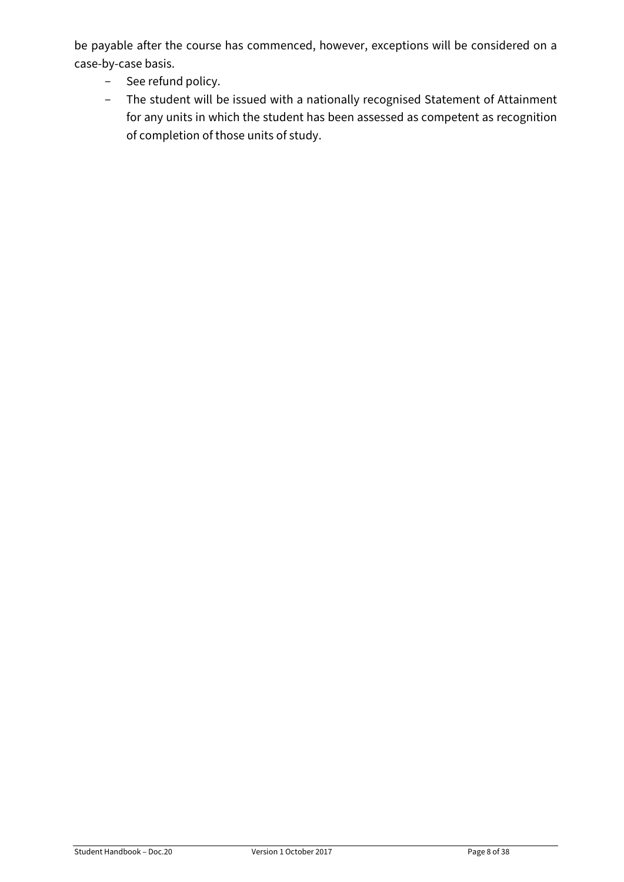be payable after the course has commenced, however, exceptions will be considered on a case-by-case basis.

- See refund policy.
- The student will be issued with a nationally recognised Statement of Attainment for any units in which the student has been assessed as competent as recognition of completion of those units of study.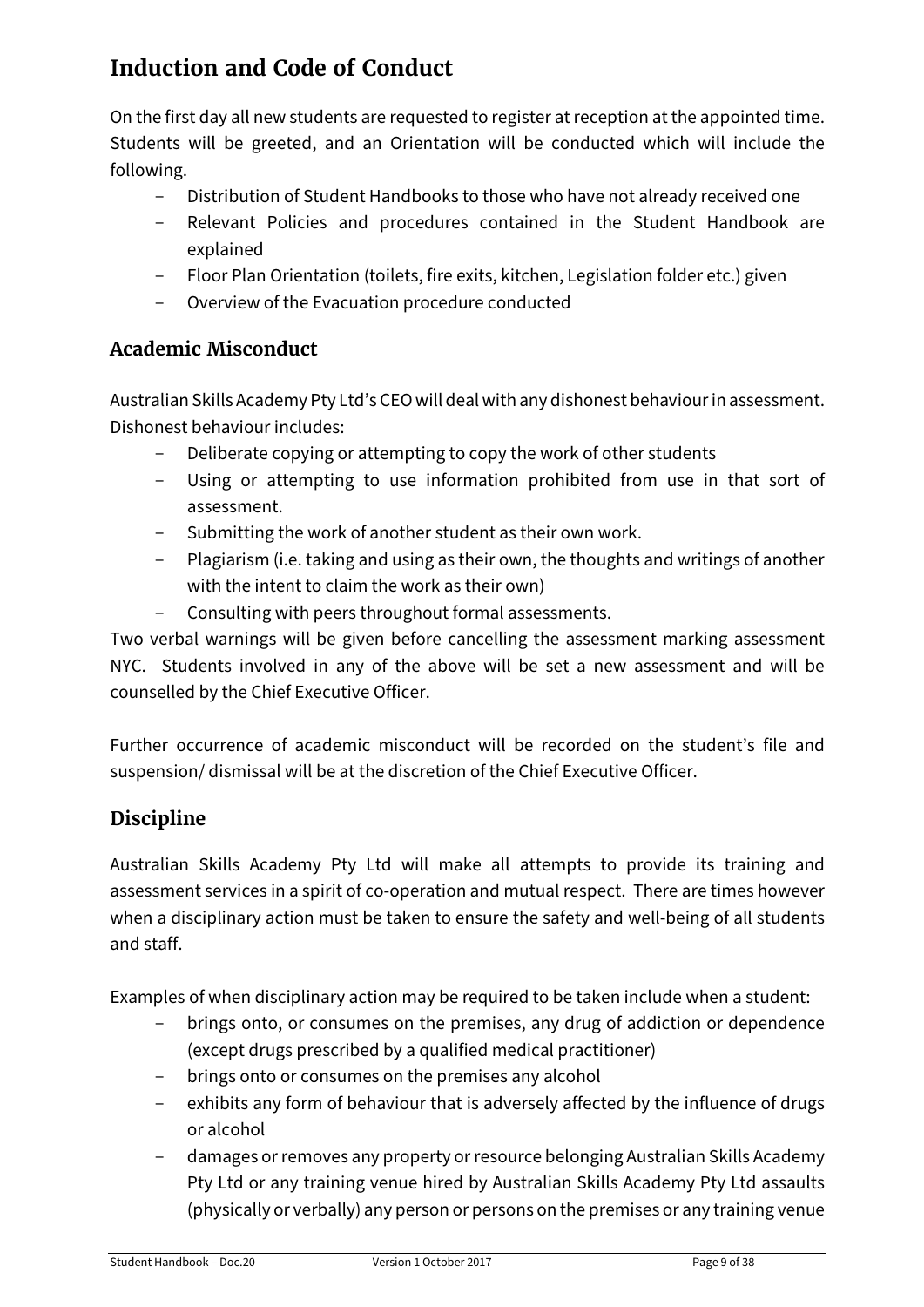## Induction and Code of Conduct

On the first day all new students are requested to register at reception at the appointed time. Students will be greeted, and an Orientation will be conducted which will include the following.

- Distribution of Student Handbooks to those who have not already received one
- Relevant Policies and procedures contained in the Student Handbook are explained
- Floor Plan Orientation (toilets, fire exits, kitchen, Legislation folder etc.) given
- Overview of the Evacuation procedure conducted

### Academic Misconduct

Australian Skills Academy Pty Ltd's CEO will deal with any dishonest behaviour in assessment. Dishonest behaviour includes:

- Deliberate copying or attempting to copy the work of other students
- Using or attempting to use information prohibited from use in that sort of assessment.
- Submitting the work of another student as their own work.
- Plagiarism (i.e. taking and using as their own, the thoughts and writings of another with the intent to claim the work as their own)
- Consulting with peers throughout formal assessments.

Two verbal warnings will be given before cancelling the assessment marking assessment NYC. Students involved in any of the above will be set a new assessment and will be counselled by the Chief Executive Officer.

Further occurrence of academic misconduct will be recorded on the student's file and suspension/ dismissal will be at the discretion of the Chief Executive Officer.

### Discipline

Australian Skills Academy Pty Ltd will make all attempts to provide its training and assessment services in a spirit of co-operation and mutual respect. There are times however when a disciplinary action must be taken to ensure the safety and well-being of all students and staff.

Examples of when disciplinary action may be required to be taken include when a student:

- brings onto, or consumes on the premises, any drug of addiction or dependence (except drugs prescribed by a qualified medical practitioner)
- brings onto or consumes on the premises any alcohol
- exhibits any form of behaviour that is adversely affected by the influence of drugs or alcohol
- damages or removes any property or resource belonging Australian Skills Academy Pty Ltd or any training venue hired by Australian Skills Academy Pty Ltd assaults (physically or verbally) any person or persons on the premises or any training venue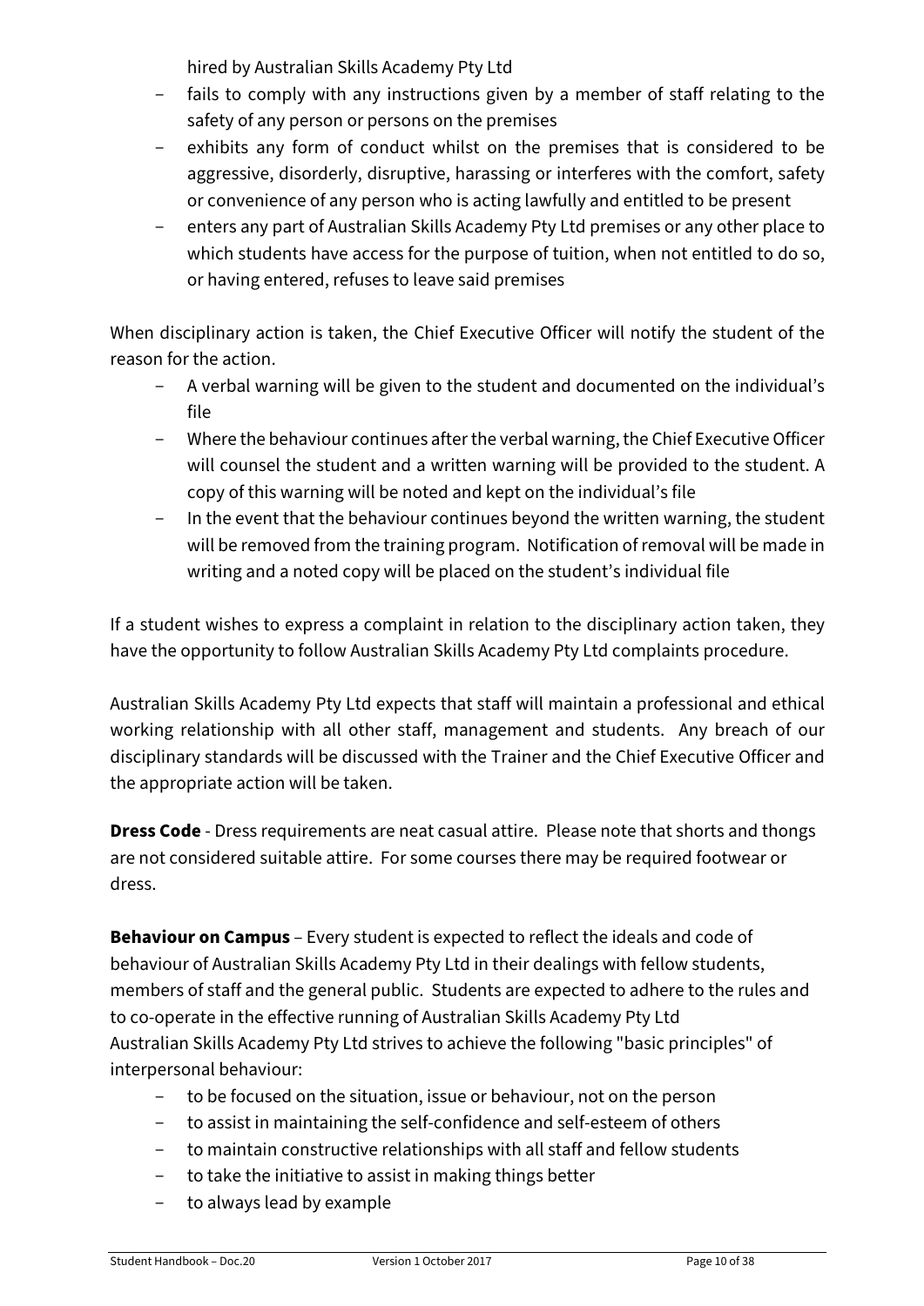hired by Australian Skills Academy Pty Ltd

- fails to comply with any instructions given by a member of staff relating to the safety of any person or persons on the premises
- exhibits any form of conduct whilst on the premises that is considered to be aggressive, disorderly, disruptive, harassing or interferes with the comfort, safety or convenience of any person who is acting lawfully and entitled to be present
- enters any part of Australian Skills Academy Pty Ltd premises or any other place to which students have access for the purpose of tuition, when not entitled to do so, or having entered, refuses to leave said premises

When disciplinary action is taken, the Chief Executive Officer will notify the student of the reason for the action.

- A verbal warning will be given to the student and documented on the individual's file
- Where the behaviour continues after the verbal warning, the Chief Executive Officer will counsel the student and a written warning will be provided to the student. A copy of this warning will be noted and kept on the individual's file
- In the event that the behaviour continues beyond the written warning, the student will be removed from the training program. Notification of removal will be made in writing and a noted copy will be placed on the student's individual file

If a student wishes to express a complaint in relation to the disciplinary action taken, they have the opportunity to follow Australian Skills Academy Pty Ltd complaints procedure.

Australian Skills Academy Pty Ltd expects that staff will maintain a professional and ethical working relationship with all other staff, management and students. Any breach of our disciplinary standards will be discussed with the Trainer and the Chief Executive Officer and the appropriate action will be taken.

**Dress Code** - Dress requirements are neat casual attire. Please note that shorts and thongs are not considered suitable attire. For some courses there may be required footwear or dress.

**Behaviour on Campus** – Every student is expected to reflect the ideals and code of behaviour of Australian Skills Academy Pty Ltd in their dealings with fellow students, members of staff and the general public. Students are expected to adhere to the rules and to co-operate in the effective running of Australian Skills Academy Pty Ltd
Australian Skills Academy Pty Ltd strives to achieve the following "basic principles" of interpersonal behaviour:

- to be focused on the situation, issue or behaviour, not on the person
- to assist in maintaining the self-confidence and self-esteem of others
- to maintain constructive relationships with all staff and fellow students
- to take the initiative to assist in making things better
- to always lead by example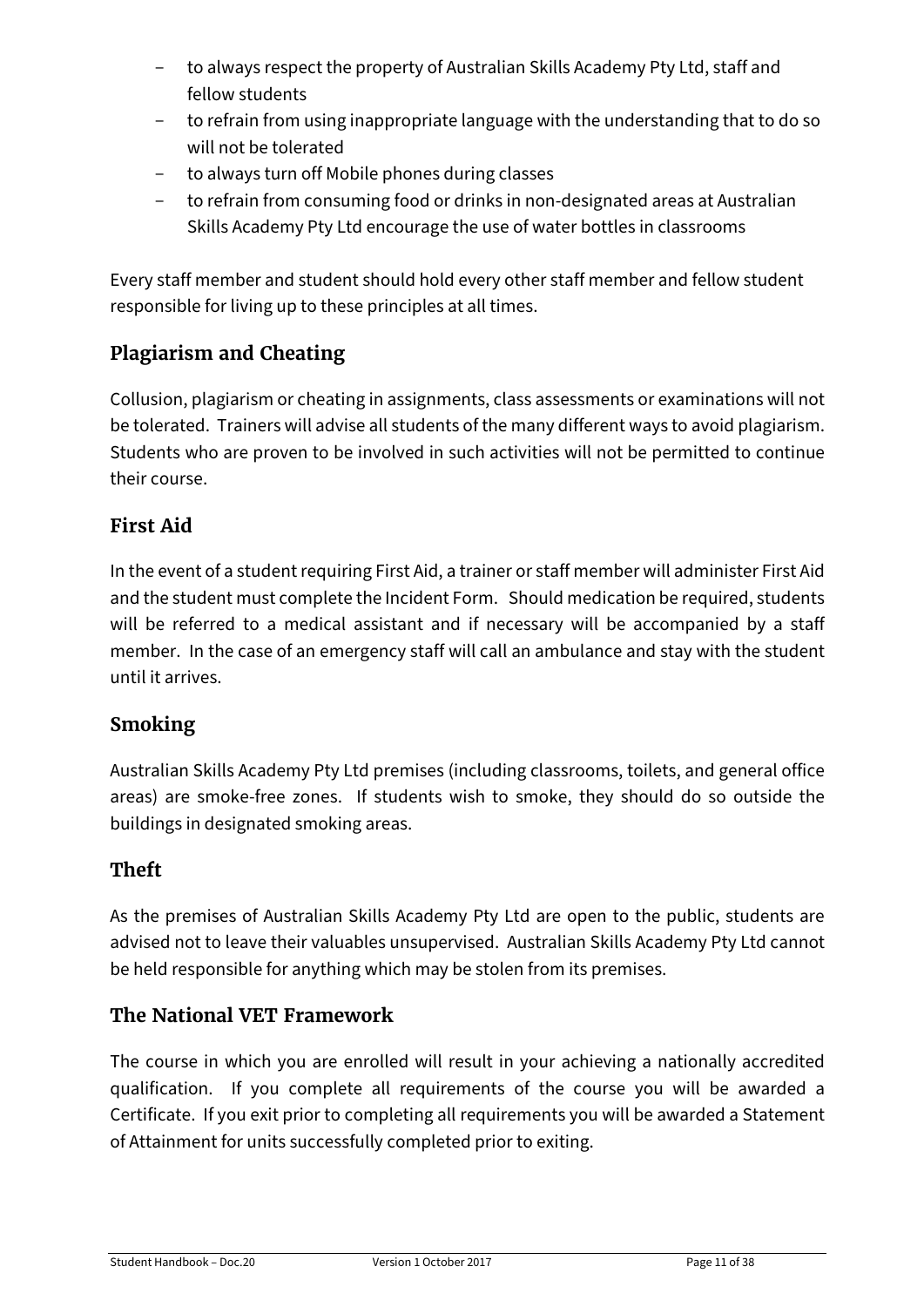- to always respect the property of Australian Skills Academy Pty Ltd, staff and fellow students
- to refrain from using inappropriate language with the understanding that to do so will not be tolerated
- to always turn off Mobile phones during classes
- to refrain from consuming food or drinks in non-designated areas at Australian Skills Academy Pty Ltd encourage the use of water bottles in classrooms

Every staff member and student should hold every other staff member and fellow student responsible for living up to these principles at all times.

## Plagiarism and Cheating

Collusion, plagiarism or cheating in assignments, class assessments or examinations will not be tolerated. Trainers will advise all students of the many different ways to avoid plagiarism. Students who are proven to be involved in such activities will not be permitted to continue their course.

## First Aid

In the event of a student requiring First Aid, a trainer or staff member will administer First Aid and the student must complete the Incident Form. Should medication be required, students will be referred to a medical assistant and if necessary will be accompanied by a staff member. In the case of an emergency staff will call an ambulance and stay with the student until it arrives.

## Smoking

Australian Skills Academy Pty Ltd premises (including classrooms, toilets, and general office areas) are smoke-free zones. If students wish to smoke, they should do so outside the buildings in designated smoking areas.

## Theft

As the premises of Australian Skills Academy Pty Ltd are open to the public, students are advised not to leave their valuables unsupervised. Australian Skills Academy Pty Ltd cannot be held responsible for anything which may be stolen from its premises.

## The National VET Framework

The course in which you are enrolled will result in your achieving a nationally accredited qualification. If you complete all requirements of the course you will be awarded a Certificate. If you exit prior to completing all requirements you will be awarded a Statement of Attainment for units successfully completed prior to exiting.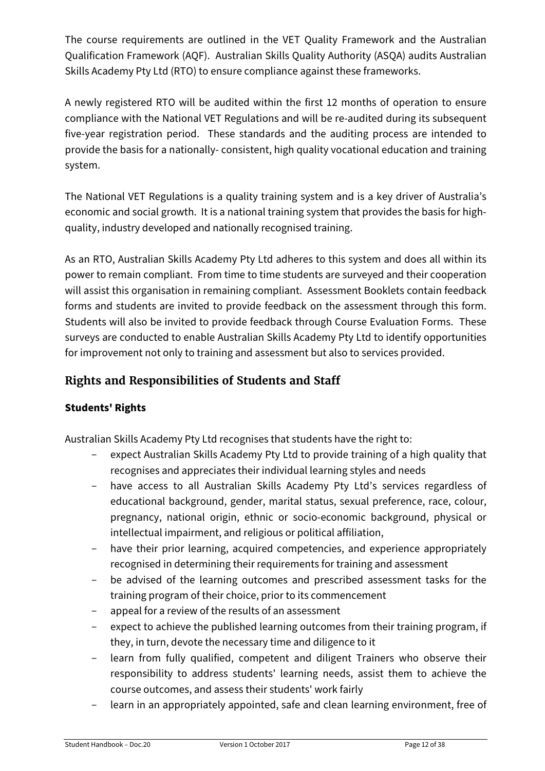The course requirements are outlined in the VET Quality Framework and the Australian Qualification Framework (AQF). Australian Skills Quality Authority (ASQA) audits Australian Skills Academy Pty Ltd (RTO) to ensure compliance against these frameworks.

A newly registered RTO will be audited within the first 12 months of operation to ensure compliance with the National VET Regulations and will be re-audited during its subsequent five-year registration period. These standards and the auditing process are intended to provide the basis for a nationally- consistent, high quality vocational education and training system.

The National VET Regulations is a quality training system and is a key driver of Australia's economic and social growth. It is a national training system that provides the basis for high-quality, industry developed and nationally recognised training.

As an RTO, Australian Skills Academy Pty Ltd adheres to this system and does all within its power to remain compliant. From time to time students are surveyed and their cooperation will assist this organisation in remaining compliant. Assessment Booklets contain feedback forms and students are invited to provide feedback on the assessment through this form. Students will also be invited to provide feedback through Course Evaluation Forms. These surveys are conducted to enable Australian Skills Academy Pty Ltd to identify opportunities for improvement not only to training and assessment but also to services provided.

## Rights and Responsibilities of Students and Staff

### Students' Rights

Australian Skills Academy Pty Ltd recognises that students have the right to:

- expect Australian Skills Academy Pty Ltd to provide training of a high quality that recognises and appreciates their individual learning styles and needs
- have access to all Australian Skills Academy Pty Ltd's services regardless of educational background, gender, marital status, sexual preference, race, colour, pregnancy, national origin, ethnic or socio-economic background, physical or intellectual impairment, and religious or political affiliation,
- have their prior learning, acquired competencies, and experience appropriately recognised in determining their requirements for training and assessment
- be advised of the learning outcomes and prescribed assessment tasks for the training program of their choice, prior to its commencement
- appeal for a review of the results of an assessment
- expect to achieve the published learning outcomes from their training program, if they, in turn, devote the necessary time and diligence to it
- learn from fully qualified, competent and diligent Trainers who observe their responsibility to address students' learning needs, assist them to achieve the course outcomes, and assess their students' work fairly
- learn in an appropriately appointed, safe and clean learning environment, free of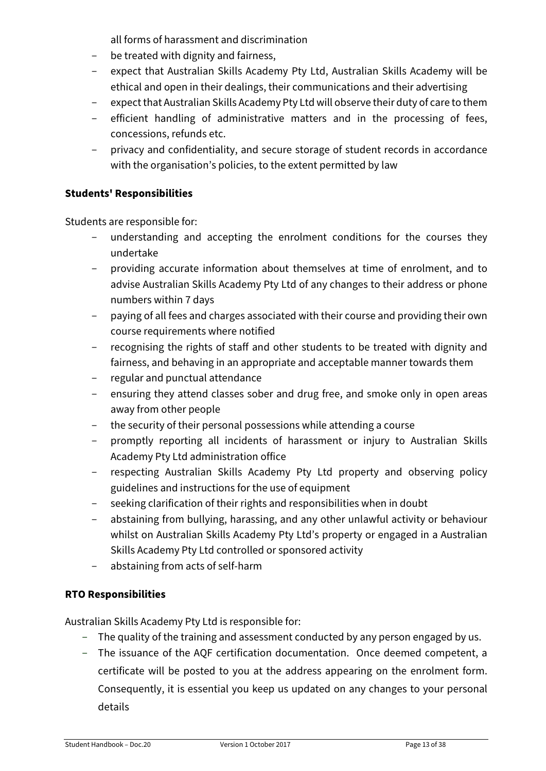all forms of harassment and discrimination

- be treated with dignity and fairness,
- expect that Australian Skills Academy Pty Ltd, Australian Skills Academy will be ethical and open in their dealings, their communications and their advertising
- expect that Australian Skills Academy Pty Ltd will observe their duty of care to them
- efficient handling of administrative matters and in the processing of fees, concessions, refunds etc.
- privacy and confidentiality, and secure storage of student records in accordance with the organisation's policies, to the extent permitted by law

**Students' Responsibilities**

Students are responsible for:

- understanding and accepting the enrolment conditions for the courses they undertake
- providing accurate information about themselves at time of enrolment, and to advise Australian Skills Academy Pty Ltd of any changes to their address or phone numbers within 7 days
- paying of all fees and charges associated with their course and providing their own course requirements where notified
- recognising the rights of staff and other students to be treated with dignity and fairness, and behaving in an appropriate and acceptable manner towards them
- regular and punctual attendance
- ensuring they attend classes sober and drug free, and smoke only in open areas away from other people
- the security of their personal possessions while attending a course
- promptly reporting all incidents of harassment or injury to Australian Skills Academy Pty Ltd administration office
- respecting Australian Skills Academy Pty Ltd property and observing policy guidelines and instructions for the use of equipment
- seeking clarification of their rights and responsibilities when in doubt
- abstaining from bullying, harassing, and any other unlawful activity or behaviour whilst on Australian Skills Academy Pty Ltd's property or engaged in a Australian Skills Academy Pty Ltd controlled or sponsored activity
- abstaining from acts of self-harm

**RTO Responsibilities**

Australian Skills Academy Pty Ltd is responsible for:

- The quality of the training and assessment conducted by any person engaged by us.
- The issuance of the AQF certification documentation. Once deemed competent, a certificate will be posted to you at the address appearing on the enrolment form. Consequently, it is essential you keep us updated on any changes to your personal details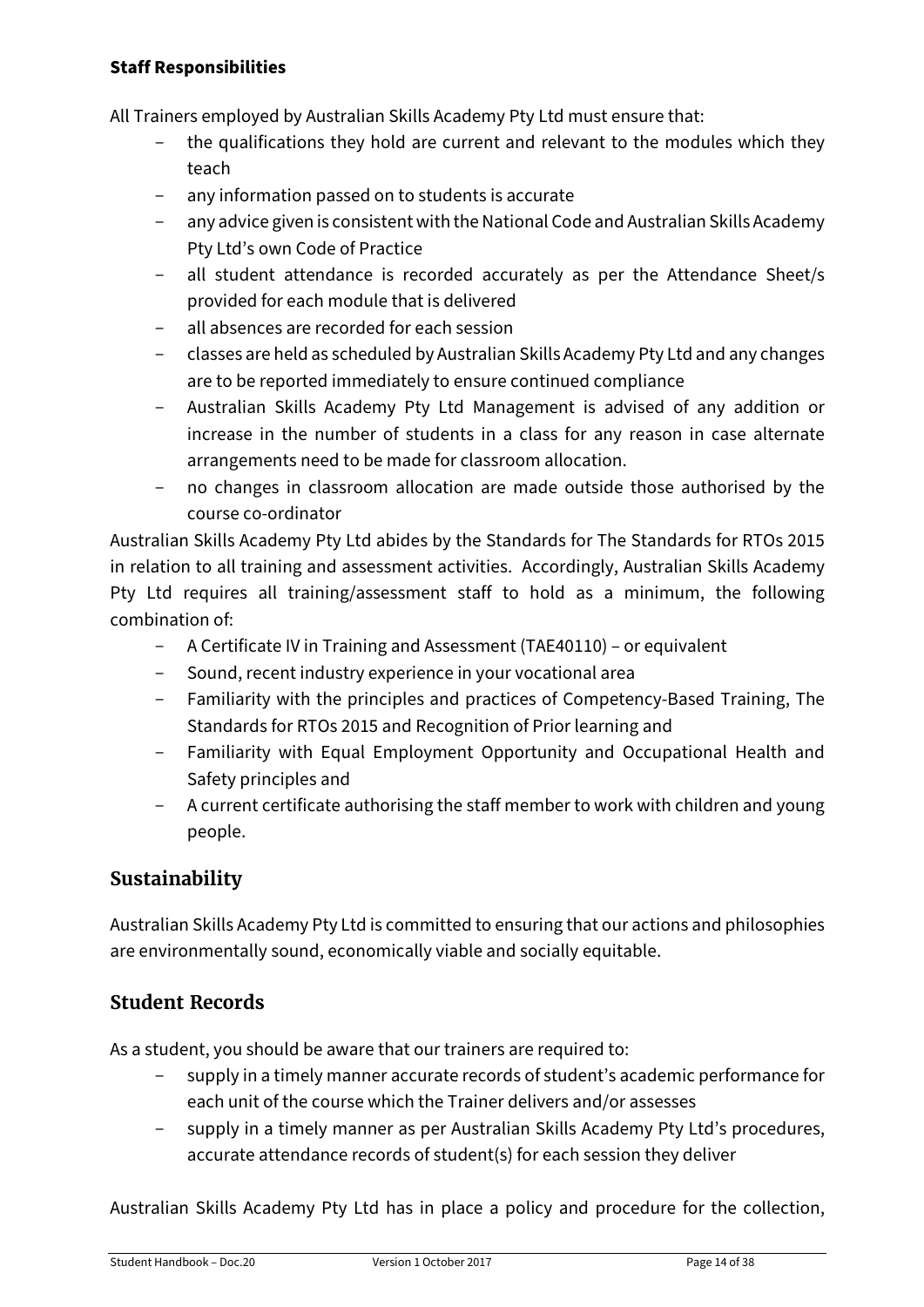**Staff Responsibilities**

All Trainers employed by Australian Skills Academy Pty Ltd must ensure that:

- the qualifications they hold are current and relevant to the modules which they teach
- any information passed on to students is accurate
- any advice given is consistent with the National Code and Australian Skills Academy Pty Ltd's own Code of Practice
- all student attendance is recorded accurately as per the Attendance Sheet/s provided for each module that is delivered
- all absences are recorded for each session
- classes are held as scheduled by Australian Skills Academy Pty Ltd and any changes are to be reported immediately to ensure continued compliance
- Australian Skills Academy Pty Ltd Management is advised of any addition or increase in the number of students in a class for any reason in case alternate arrangements need to be made for classroom allocation.
- no changes in classroom allocation are made outside those authorised by the course co-ordinator

Australian Skills Academy Pty Ltd abides by the Standards for The Standards for RTOs 2015 in relation to all training and assessment activities. Accordingly, Australian Skills Academy Pty Ltd requires all training/assessment staff to hold as a minimum, the following combination of:

- A Certificate IV in Training and Assessment (TAE40110) – or equivalent
- Sound, recent industry experience in your vocational area
- Familiarity with the principles and practices of Competency-Based Training, The Standards for RTOs 2015 and Recognition of Prior learning and
- Familiarity with Equal Employment Opportunity and Occupational Health and Safety principles and
- A current certificate authorising the staff member to work with children and young people.

## Sustainability

Australian Skills Academy Pty Ltd is committed to ensuring that our actions and philosophies are environmentally sound, economically viable and socially equitable.

## Student Records

As a student, you should be aware that our trainers are required to:

- supply in a timely manner accurate records of student's academic performance for each unit of the course which the Trainer delivers and/or assesses
- supply in a timely manner as per Australian Skills Academy Pty Ltd's procedures, accurate attendance records of student(s) for each session they deliver

Australian Skills Academy Pty Ltd has in place a policy and procedure for the collection,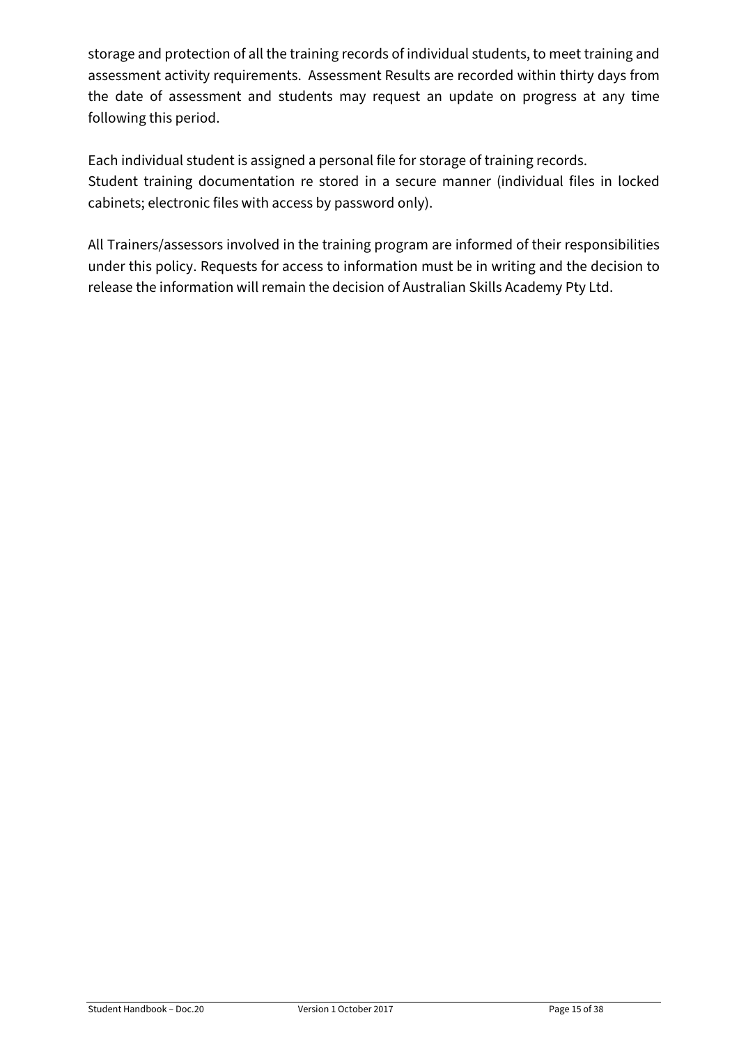storage and protection of all the training records of individual students, to meet training and assessment activity requirements. Assessment Results are recorded within thirty days from the date of assessment and students may request an update on progress at any time following this period.

Each individual student is assigned a personal file for storage of training records.
Student training documentation re stored in a secure manner (individual files in locked cabinets; electronic files with access by password only).

All Trainers/assessors involved in the training program are informed of their responsibilities under this policy. Requests for access to information must be in writing and the decision to release the information will remain the decision of Australian Skills Academy Pty Ltd.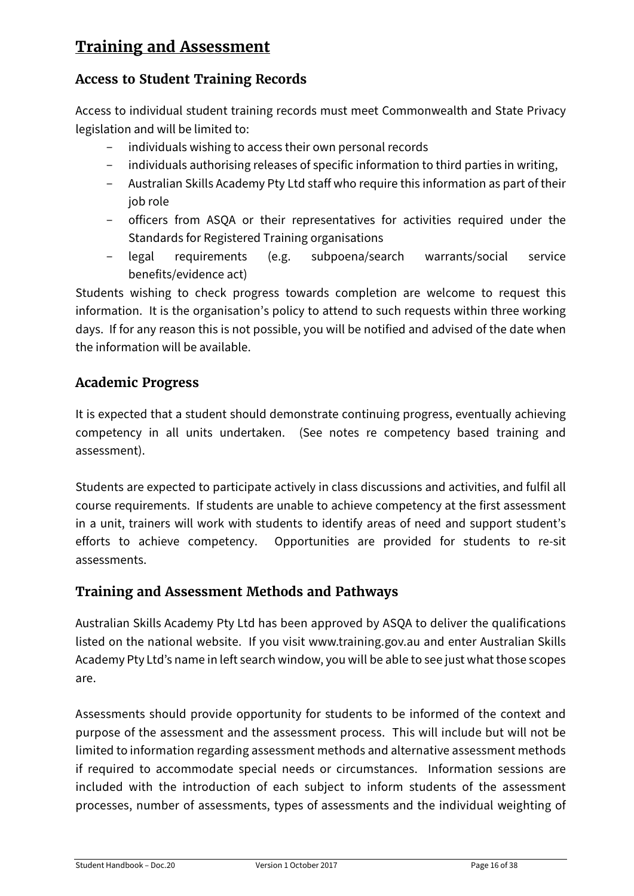# Training and Assessment

## Access to Student Training Records

Access to individual student training records must meet Commonwealth and State Privacy legislation and will be limited to:

- individuals wishing to access their own personal records
- individuals authorising releases of specific information to third parties in writing,
- Australian Skills Academy Pty Ltd staff who require this information as part of their job role
- officers from ASQA or their representatives for activities required under the Standards for Registered Training organisations
- legal requirements (e.g. subpoena/search warrants/social service benefits/evidence act)

Students wishing to check progress towards completion are welcome to request this information. It is the organisation's policy to attend to such requests within three working days. If for any reason this is not possible, you will be notified and advised of the date when the information will be available.

## Academic Progress

It is expected that a student should demonstrate continuing progress, eventually achieving competency in all units undertaken. (See notes re competency based training and assessment).

Students are expected to participate actively in class discussions and activities, and fulfil all course requirements. If students are unable to achieve competency at the first assessment in a unit, trainers will work with students to identify areas of need and support student's efforts to achieve competency. Opportunities are provided for students to re-sit assessments.

## Training and Assessment Methods and Pathways

Australian Skills Academy Pty Ltd has been approved by ASQA to deliver the qualifications listed on the national website. If you visit www.training.gov.au and enter Australian Skills Academy Pty Ltd's name in left search window, you will be able to see just what those scopes are.

Assessments should provide opportunity for students to be informed of the context and purpose of the assessment and the assessment process. This will include but will not be limited to information regarding assessment methods and alternative assessment methods if required to accommodate special needs or circumstances. Information sessions are included with the introduction of each subject to inform students of the assessment processes, number of assessments, types of assessments and the individual weighting of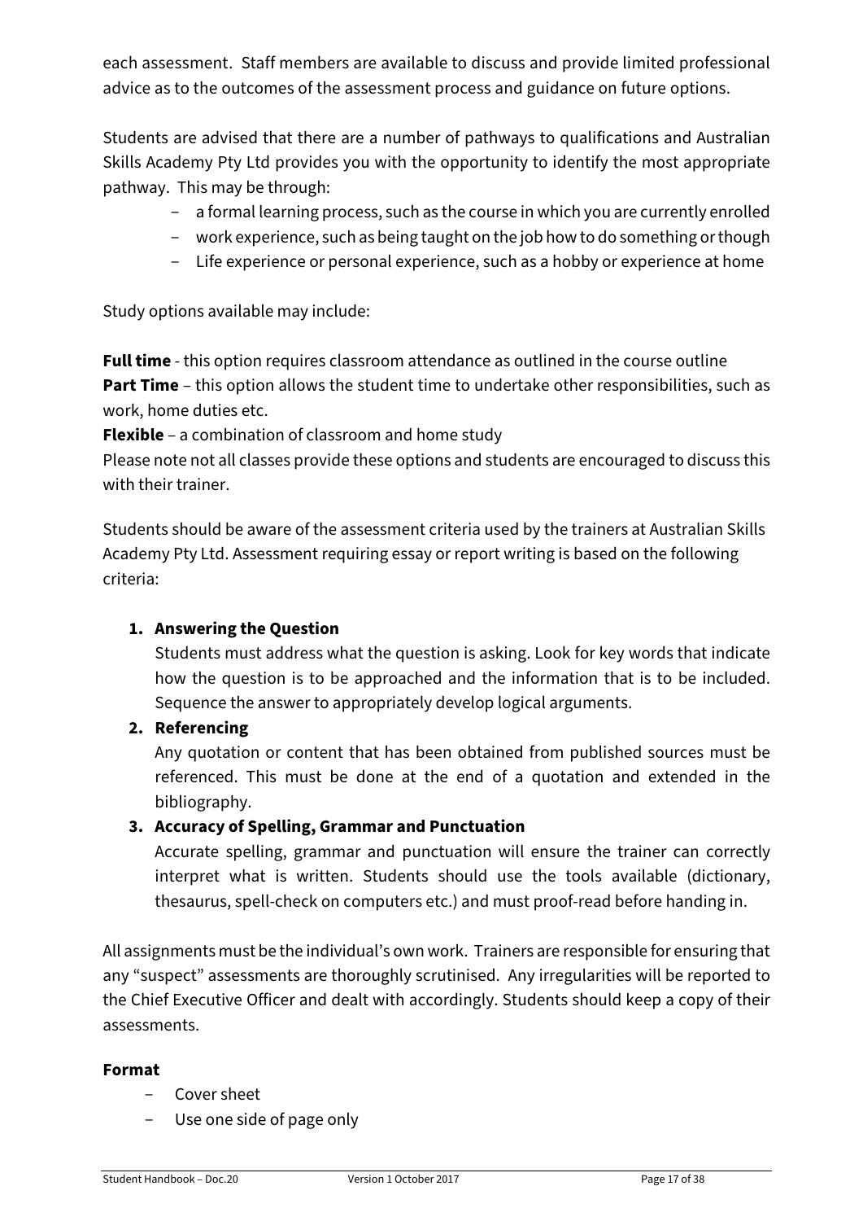each assessment. Staff members are available to discuss and provide limited professional advice as to the outcomes of the assessment process and guidance on future options.

Students are advised that there are a number of pathways to qualifications and Australian Skills Academy Pty Ltd provides you with the opportunity to identify the most appropriate pathway. This may be through:

- a formal learning process, such as the course in which you are currently enrolled
- work experience, such as being taught on the job how to do something or though
- Life experience or personal experience, such as a hobby or experience at home

Study options available may include:

**Full time** - this option requires classroom attendance as outlined in the course outline
**Part Time** – this option allows the student time to undertake other responsibilities, such as work, home duties etc.
**Flexible** – a combination of classroom and home study
Please note not all classes provide these options and students are encouraged to discuss this with their trainer.

Students should be aware of the assessment criteria used by the trainers at Australian Skills Academy Pty Ltd. Assessment requiring essay or report writing is based on the following criteria:

1. **Answering the Question**
   Students must address what the question is asking. Look for key words that indicate how the question is to be approached and the information that is to be included. Sequence the answer to appropriately develop logical arguments.
2. **Referencing**
   Any quotation or content that has been obtained from published sources must be referenced. This must be done at the end of a quotation and extended in the bibliography.
3. **Accuracy of Spelling, Grammar and Punctuation**
   Accurate spelling, grammar and punctuation will ensure the trainer can correctly interpret what is written. Students should use the tools available (dictionary, thesaurus, spell-check on computers etc.) and must proof-read before handing in.

All assignments must be the individual's own work. Trainers are responsible for ensuring that any "suspect" assessments are thoroughly scrutinised. Any irregularities will be reported to the Chief Executive Officer and dealt with accordingly. Students should keep a copy of their assessments.

**Format**

- Cover sheet
- Use one side of page only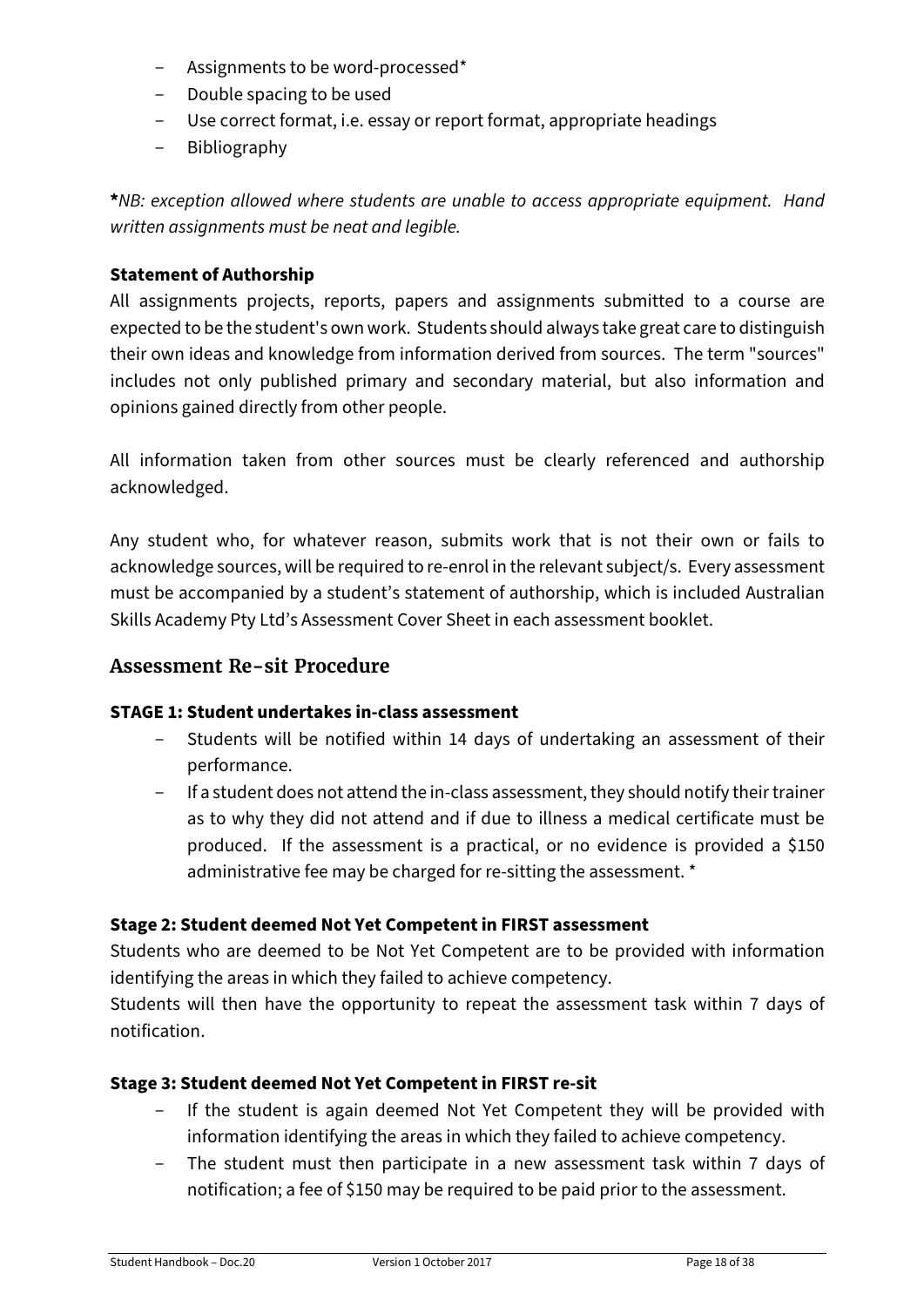- Assignments to be word-processed*
- Double spacing to be used
- Use correct format, i.e. essay or report format, appropriate headings
- Bibliography

***NB:** exception allowed where students are unable to access appropriate equipment. Hand written assignments must be neat and legible.*

**Statement of Authorship**

All assignments projects, reports, papers and assignments submitted to a course are expected to be the student's own work. Students should always take great care to distinguish their own ideas and knowledge from information derived from sources. The term "sources" includes not only published primary and secondary material, but also information and opinions gained directly from other people.

All information taken from other sources must be clearly referenced and authorship acknowledged.

Any student who, for whatever reason, submits work that is not their own or fails to acknowledge sources, will be required to re-enrol in the relevant subject/s. Every assessment must be accompanied by a student's statement of authorship, which is included Australian Skills Academy Pty Ltd's Assessment Cover Sheet in each assessment booklet.

## Assessment Re-sit Procedure

**STAGE 1: Student undertakes in-class assessment**

- Students will be notified within 14 days of undertaking an assessment of their performance.
- If a student does not attend the in-class assessment, they should notify their trainer as to why they did not attend and if due to illness a medical certificate must be produced. If the assessment is a practical, or no evidence is provided a $150 administrative fee may be charged for re-sitting the assessment. *

**Stage 2: Student deemed Not Yet Competent in FIRST assessment**

Students who are deemed to be Not Yet Competent are to be provided with information identifying the areas in which they failed to achieve competency.

Students will then have the opportunity to repeat the assessment task within 7 days of notification.

**Stage 3: Student deemed Not Yet Competent in FIRST re-sit**

- If the student is again deemed Not Yet Competent they will be provided with information identifying the areas in which they failed to achieve competency.
- The student must then participate in a new assessment task within 7 days of notification; a fee of $150 may be required to be paid prior to the assessment.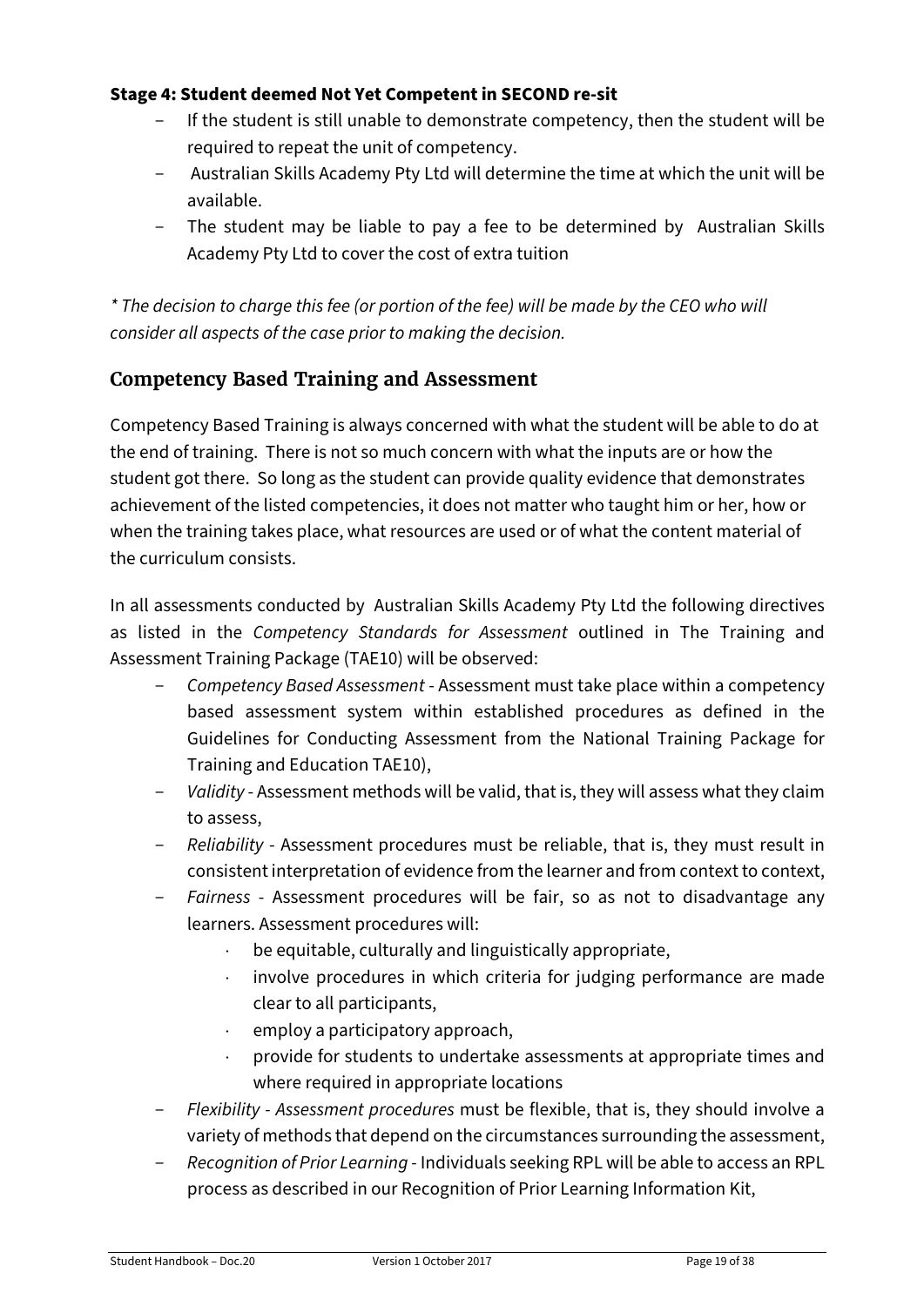**Stage 4: Student deemed Not Yet Competent in SECOND re-sit**

- If the student is still unable to demonstrate competency, then the student will be required to repeat the unit of competency.
- Australian Skills Academy Pty Ltd will determine the time at which the unit will be available.
- The student may be liable to pay a fee to be determined by Australian Skills Academy Pty Ltd to cover the cost of extra tuition

*\* The decision to charge this fee (or portion of the fee) will be made by the CEO who will consider all aspects of the case prior to making the decision.*

## Competency Based Training and Assessment

Competency Based Training is always concerned with what the student will be able to do at the end of training. There is not so much concern with what the inputs are or how the student got there. So long as the student can provide quality evidence that demonstrates achievement of the listed competencies, it does not matter who taught him or her, how or when the training takes place, what resources are used or of what the content material of the curriculum consists.

In all assessments conducted by Australian Skills Academy Pty Ltd the following directives as listed in the *Competency Standards for Assessment* outlined in The Training and Assessment Training Package (TAE10) will be observed:

- *Competency Based Assessment* - Assessment must take place within a competency based assessment system within established procedures as defined in the Guidelines for Conducting Assessment from the National Training Package for Training and Education TAE10),
- *Validity* - Assessment methods will be valid, that is, they will assess what they claim to assess,
- *Reliability* - Assessment procedures must be reliable, that is, they must result in consistent interpretation of evidence from the learner and from context to context,
- *Fairness* - Assessment procedures will be fair, so as not to disadvantage any learners. Assessment procedures will:
  - be equitable, culturally and linguistically appropriate,
  - involve procedures in which criteria for judging performance are made clear to all participants,
  - employ a participatory approach,
  - provide for students to undertake assessments at appropriate times and where required in appropriate locations
- *Flexibility - Assessment procedures* must be flexible, that is, they should involve a variety of methods that depend on the circumstances surrounding the assessment,
- *Recognition of Prior Learning* - Individuals seeking RPL will be able to access an RPL process as described in our Recognition of Prior Learning Information Kit,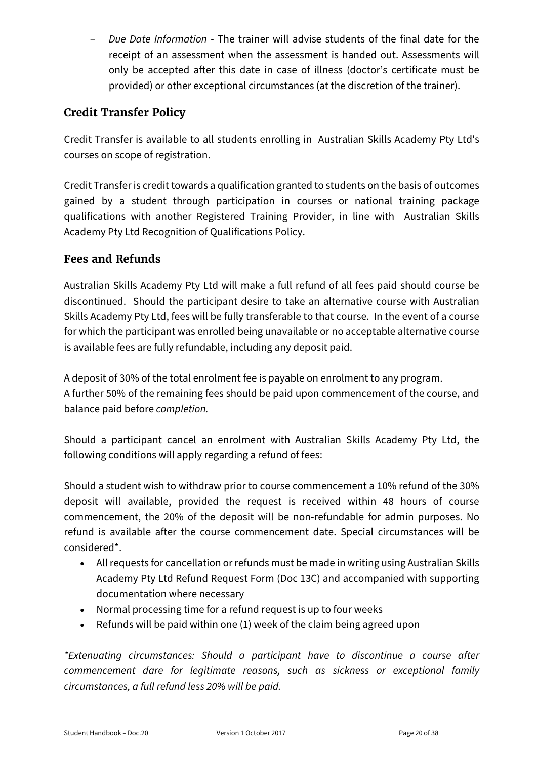- *Due Date Information* - The trainer will advise students of the final date for the receipt of an assessment when the assessment is handed out. Assessments will only be accepted after this date in case of illness (doctor's certificate must be provided) or other exceptional circumstances (at the discretion of the trainer).

## Credit Transfer Policy

Credit Transfer is available to all students enrolling in Australian Skills Academy Pty Ltd's courses on scope of registration.

Credit Transfer is credit towards a qualification granted to students on the basis of outcomes gained by a student through participation in courses or national training package qualifications with another Registered Training Provider, in line with Australian Skills Academy Pty Ltd Recognition of Qualifications Policy.

## Fees and Refunds

Australian Skills Academy Pty Ltd will make a full refund of all fees paid should course be discontinued. Should the participant desire to take an alternative course with Australian Skills Academy Pty Ltd, fees will be fully transferable to that course. In the event of a course for which the participant was enrolled being unavailable or no acceptable alternative course is available fees are fully refundable, including any deposit paid.

A deposit of 30% of the total enrolment fee is payable on enrolment to any program.
A further 50% of the remaining fees should be paid upon commencement of the course, and balance paid before *completion.*

Should a participant cancel an enrolment with Australian Skills Academy Pty Ltd, the following conditions will apply regarding a refund of fees:

Should a student wish to withdraw prior to course commencement a 10% refund of the 30% deposit will available, provided the request is received within 48 hours of course commencement, the 20% of the deposit will be non-refundable for admin purposes. No refund is available after the course commencement date. Special circumstances will be considered*.

- All requests for cancellation or refunds must be made in writing using Australian Skills Academy Pty Ltd Refund Request Form (Doc 13C) and accompanied with supporting documentation where necessary
- Normal processing time for a refund request is up to four weeks
- Refunds will be paid within one (1) week of the claim being agreed upon

*\*Extenuating circumstances: Should a participant have to discontinue a course after commencement dare for legitimate reasons, such as sickness or exceptional family circumstances, a full refund less 20% will be paid.*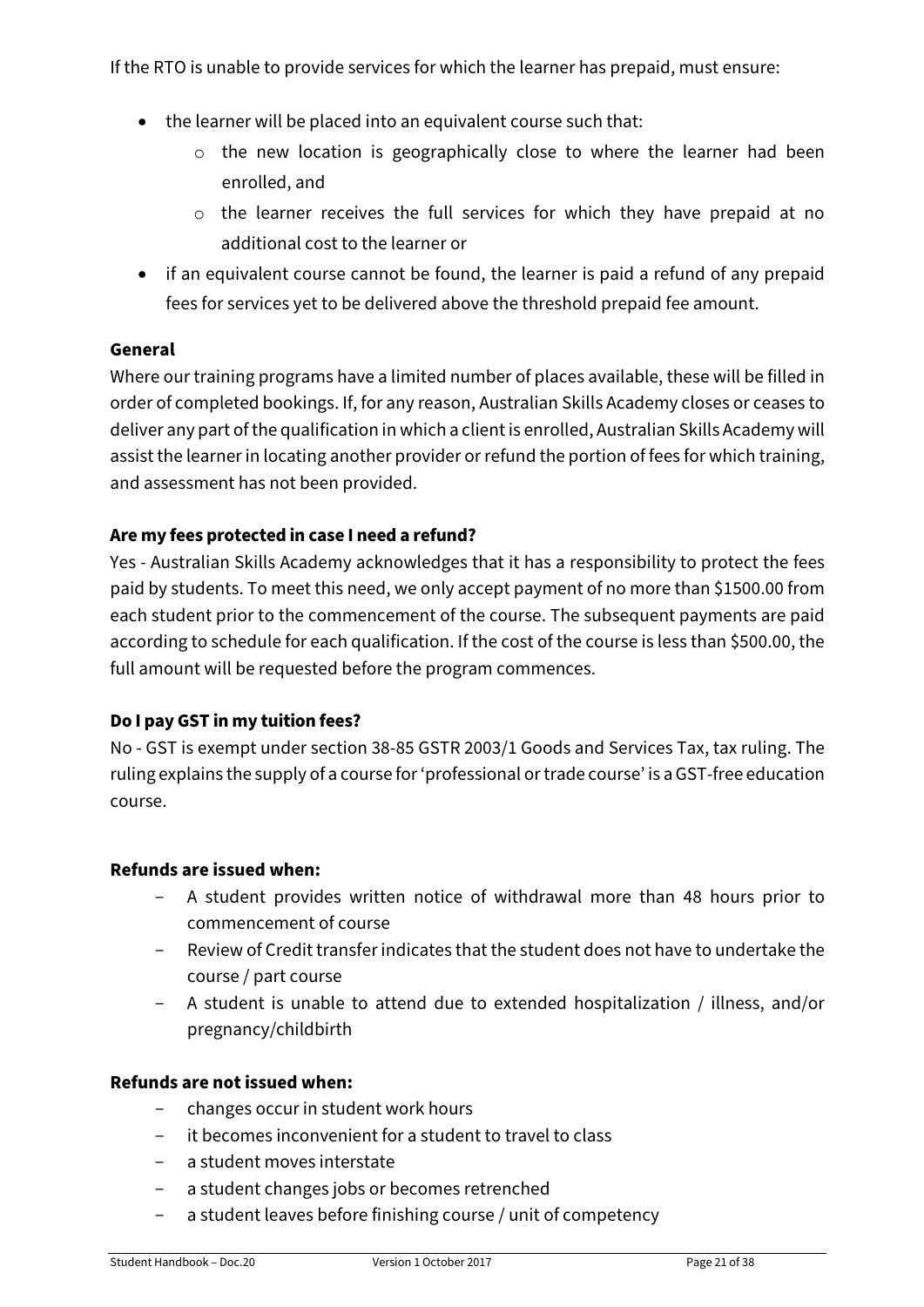If the RTO is unable to provide services for which the learner has prepaid, must ensure:

- the learner will be placed into an equivalent course such that:
  - the new location is geographically close to where the learner had been enrolled, and
  - the learner receives the full services for which they have prepaid at no additional cost to the learner or
- if an equivalent course cannot be found, the learner is paid a refund of any prepaid fees for services yet to be delivered above the threshold prepaid fee amount.

### General

Where our training programs have a limited number of places available, these will be filled in order of completed bookings. If, for any reason, Australian Skills Academy closes or ceases to deliver any part of the qualification in which a client is enrolled, Australian Skills Academy will assist the learner in locating another provider or refund the portion of fees for which training, and assessment has not been provided.

### Are my fees protected in case I need a refund?

Yes - Australian Skills Academy acknowledges that it has a responsibility to protect the fees paid by students. To meet this need, we only accept payment of no more than $1500.00 from each student prior to the commencement of the course. The subsequent payments are paid according to schedule for each qualification. If the cost of the course is less than $500.00, the full amount will be requested before the program commences.

### Do I pay GST in my tuition fees?

No - GST is exempt under section 38-85 GSTR 2003/1 Goods and Services Tax, tax ruling. The ruling explains the supply of a course for 'professional or trade course' is a GST-free education course.

### Refunds are issued when:

- A student provides written notice of withdrawal more than 48 hours prior to commencement of course
- Review of Credit transfer indicates that the student does not have to undertake the course / part course
- A student is unable to attend due to extended hospitalization / illness, and/or pregnancy/childbirth

### Refunds are not issued when:

- changes occur in student work hours
- it becomes inconvenient for a student to travel to class
- a student moves interstate
- a student changes jobs or becomes retrenched
- a student leaves before finishing course / unit of competency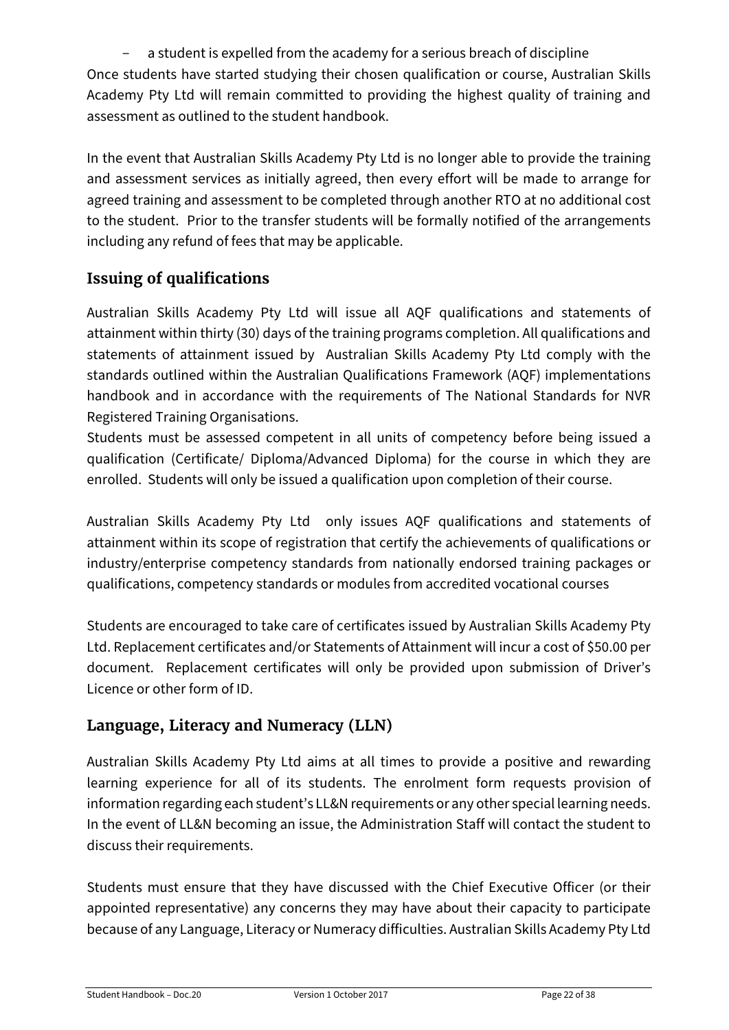- a student is expelled from the academy for a serious breach of discipline

Once students have started studying their chosen qualification or course, Australian Skills Academy Pty Ltd will remain committed to providing the highest quality of training and assessment as outlined to the student handbook.

In the event that Australian Skills Academy Pty Ltd is no longer able to provide the training and assessment services as initially agreed, then every effort will be made to arrange for agreed training and assessment to be completed through another RTO at no additional cost to the student. Prior to the transfer students will be formally notified of the arrangements including any refund of fees that may be applicable.

## Issuing of qualifications

Australian Skills Academy Pty Ltd will issue all AQF qualifications and statements of attainment within thirty (30) days of the training programs completion. All qualifications and statements of attainment issued by Australian Skills Academy Pty Ltd comply with the standards outlined within the Australian Qualifications Framework (AQF) implementations handbook and in accordance with the requirements of The National Standards for NVR Registered Training Organisations.

Students must be assessed competent in all units of competency before being issued a qualification (Certificate/ Diploma/Advanced Diploma) for the course in which they are enrolled. Students will only be issued a qualification upon completion of their course.

Australian Skills Academy Pty Ltd only issues AQF qualifications and statements of attainment within its scope of registration that certify the achievements of qualifications or industry/enterprise competency standards from nationally endorsed training packages or qualifications, competency standards or modules from accredited vocational courses

Students are encouraged to take care of certificates issued by Australian Skills Academy Pty Ltd. Replacement certificates and/or Statements of Attainment will incur a cost of $50.00 per document. Replacement certificates will only be provided upon submission of Driver's Licence or other form of ID.

## Language, Literacy and Numeracy (LLN)

Australian Skills Academy Pty Ltd aims at all times to provide a positive and rewarding learning experience for all of its students. The enrolment form requests provision of information regarding each student's LL&N requirements or any other special learning needs. In the event of LL&N becoming an issue, the Administration Staff will contact the student to discuss their requirements.

Students must ensure that they have discussed with the Chief Executive Officer (or their appointed representative) any concerns they may have about their capacity to participate because of any Language, Literacy or Numeracy difficulties. Australian Skills Academy Pty Ltd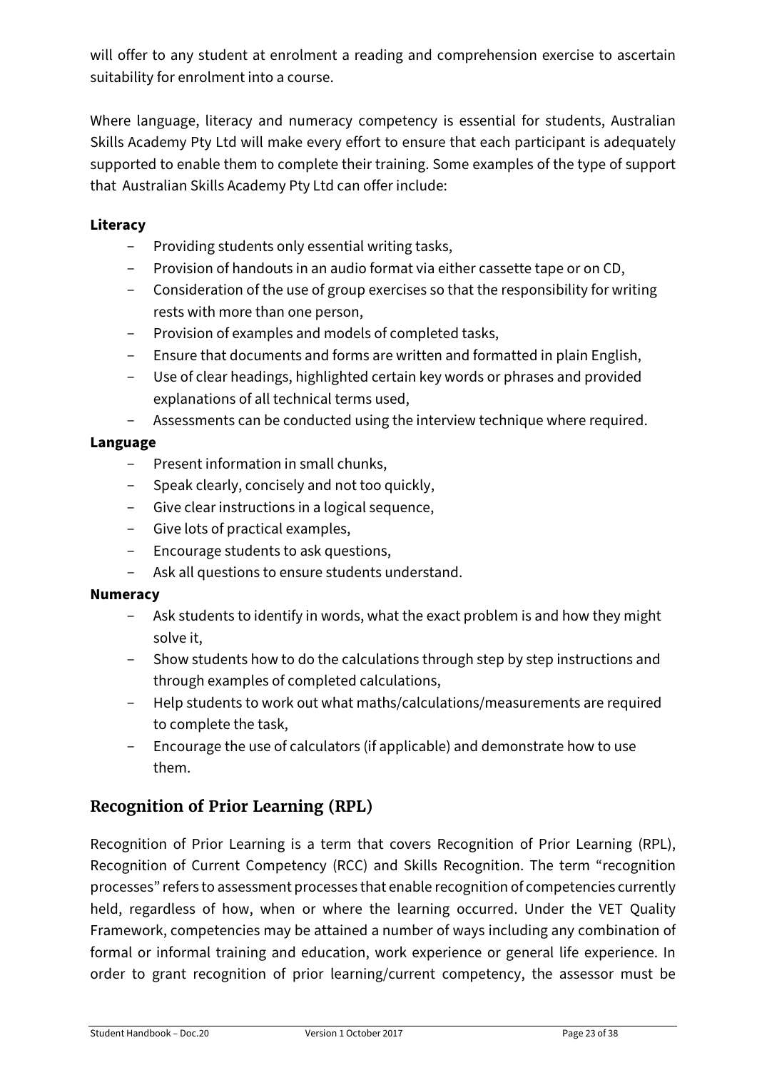will offer to any student at enrolment a reading and comprehension exercise to ascertain suitability for enrolment into a course.

Where language, literacy and numeracy competency is essential for students, Australian Skills Academy Pty Ltd will make every effort to ensure that each participant is adequately supported to enable them to complete their training. Some examples of the type of support that Australian Skills Academy Pty Ltd can offer include:

**Literacy**

- Providing students only essential writing tasks,
- Provision of handouts in an audio format via either cassette tape or on CD,
- Consideration of the use of group exercises so that the responsibility for writing rests with more than one person,
- Provision of examples and models of completed tasks,
- Ensure that documents and forms are written and formatted in plain English,
- Use of clear headings, highlighted certain key words or phrases and provided explanations of all technical terms used,
- Assessments can be conducted using the interview technique where required.

**Language**

- Present information in small chunks,
- Speak clearly, concisely and not too quickly,
- Give clear instructions in a logical sequence,
- Give lots of practical examples,
- Encourage students to ask questions,
- Ask all questions to ensure students understand.

**Numeracy**

- Ask students to identify in words, what the exact problem is and how they might solve it,
- Show students how to do the calculations through step by step instructions and through examples of completed calculations,
- Help students to work out what maths/calculations/measurements are required to complete the task,
- Encourage the use of calculators (if applicable) and demonstrate how to use them.

## Recognition of Prior Learning (RPL)

Recognition of Prior Learning is a term that covers Recognition of Prior Learning (RPL), Recognition of Current Competency (RCC) and Skills Recognition. The term "recognition processes" refers to assessment processes that enable recognition of competencies currently held, regardless of how, when or where the learning occurred. Under the VET Quality Framework, competencies may be attained a number of ways including any combination of formal or informal training and education, work experience or general life experience. In order to grant recognition of prior learning/current competency, the assessor must be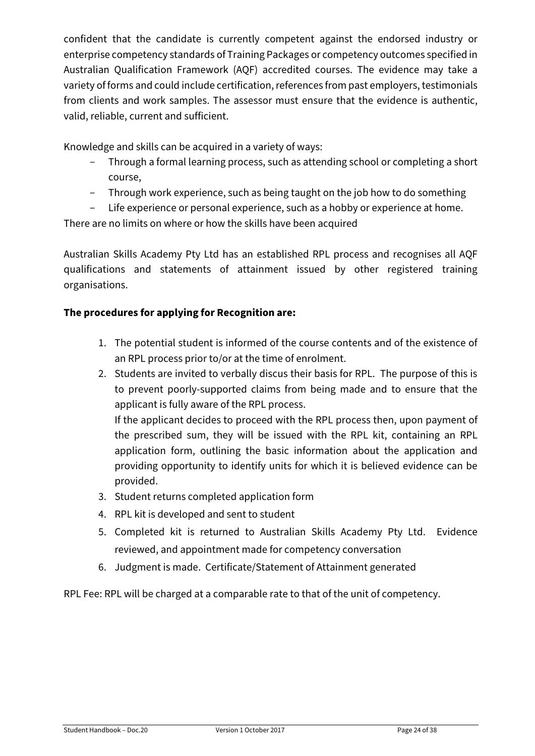confident that the candidate is currently competent against the endorsed industry or enterprise competency standards of Training Packages or competency outcomes specified in Australian Qualification Framework (AQF) accredited courses. The evidence may take a variety of forms and could include certification, references from past employers, testimonials from clients and work samples. The assessor must ensure that the evidence is authentic, valid, reliable, current and sufficient.

Knowledge and skills can be acquired in a variety of ways:

- Through a formal learning process, such as attending school or completing a short course,
- Through work experience, such as being taught on the job how to do something
- Life experience or personal experience, such as a hobby or experience at home.

There are no limits on where or how the skills have been acquired

Australian Skills Academy Pty Ltd has an established RPL process and recognises all AQF qualifications and statements of attainment issued by other registered training organisations.

**The procedures for applying for Recognition are:**

1. The potential student is informed of the course contents and of the existence of an RPL process prior to/or at the time of enrolment.
2. Students are invited to verbally discus their basis for RPL. The purpose of this is to prevent poorly-supported claims from being made and to ensure that the applicant is fully aware of the RPL process.
   If the applicant decides to proceed with the RPL process then, upon payment of the prescribed sum, they will be issued with the RPL kit, containing an RPL application form, outlining the basic information about the application and providing opportunity to identify units for which it is believed evidence can be provided.
3. Student returns completed application form
4. RPL kit is developed and sent to student
5. Completed kit is returned to Australian Skills Academy Pty Ltd. Evidence reviewed, and appointment made for competency conversation
6. Judgment is made. Certificate/Statement of Attainment generated

RPL Fee: RPL will be charged at a comparable rate to that of the unit of competency.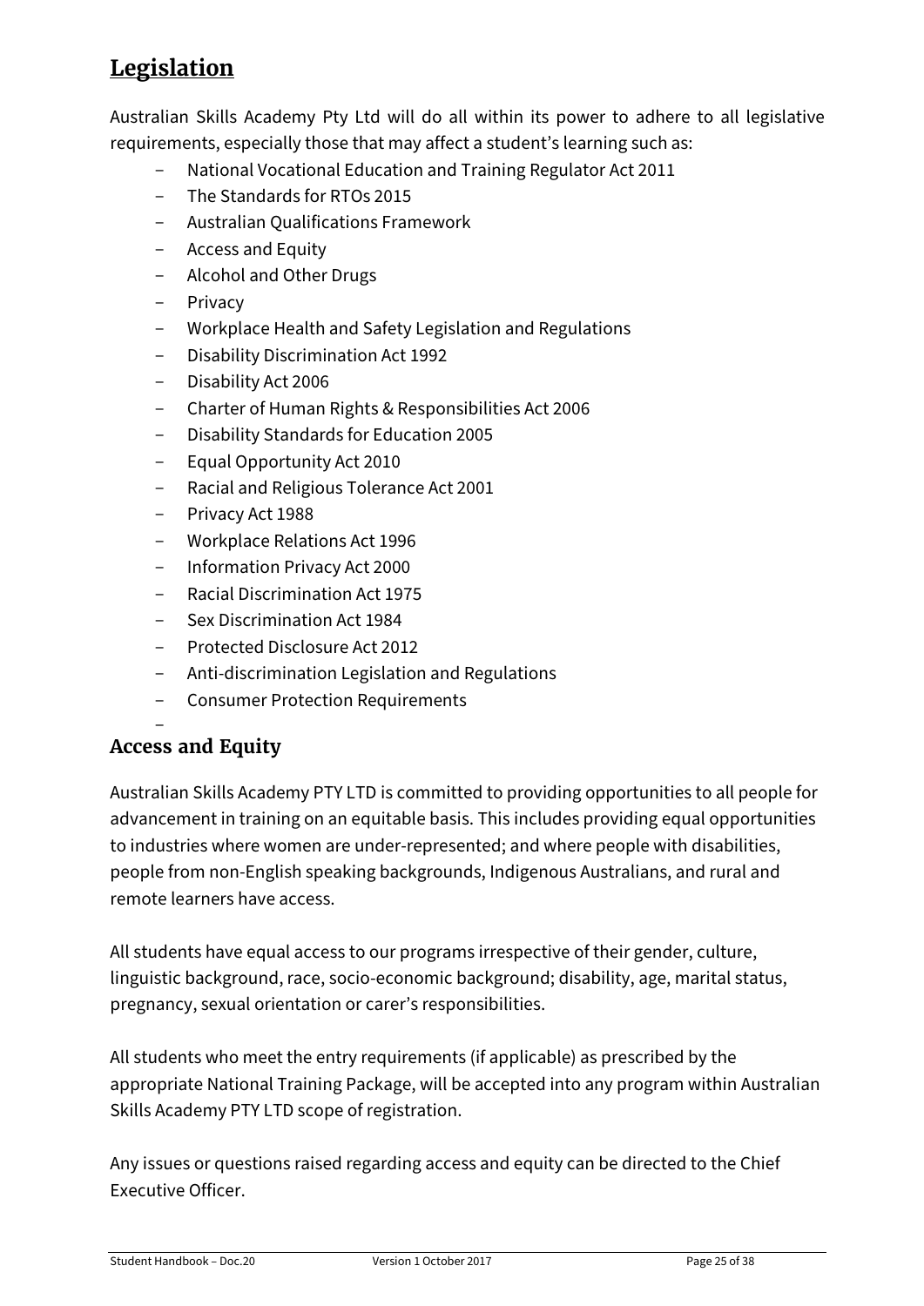## Legislation

Australian Skills Academy Pty Ltd will do all within its power to adhere to all legislative requirements, especially those that may affect a student's learning such as:

- National Vocational Education and Training Regulator Act 2011
- The Standards for RTOs 2015
- Australian Qualifications Framework
- Access and Equity
- Alcohol and Other Drugs
- Privacy
- Workplace Health and Safety Legislation and Regulations
- Disability Discrimination Act 1992
- Disability Act 2006
- Charter of Human Rights & Responsibilities Act 2006
- Disability Standards for Education 2005
- Equal Opportunity Act 2010
- Racial and Religious Tolerance Act 2001
- Privacy Act 1988
- Workplace Relations Act 1996
- Information Privacy Act 2000
- Racial Discrimination Act 1975
- Sex Discrimination Act 1984
- Protected Disclosure Act 2012
- Anti-discrimination Legislation and Regulations
- Consumer Protection Requirements

### Access and Equity

Australian Skills Academy PTY LTD is committed to providing opportunities to all people for advancement in training on an equitable basis. This includes providing equal opportunities to industries where women are under-represented; and where people with disabilities, people from non-English speaking backgrounds, Indigenous Australians, and rural and remote learners have access.

All students have equal access to our programs irrespective of their gender, culture, linguistic background, race, socio-economic background; disability, age, marital status, pregnancy, sexual orientation or carer's responsibilities.

All students who meet the entry requirements (if applicable) as prescribed by the appropriate National Training Package, will be accepted into any program within Australian Skills Academy PTY LTD scope of registration.

Any issues or questions raised regarding access and equity can be directed to the Chief Executive Officer.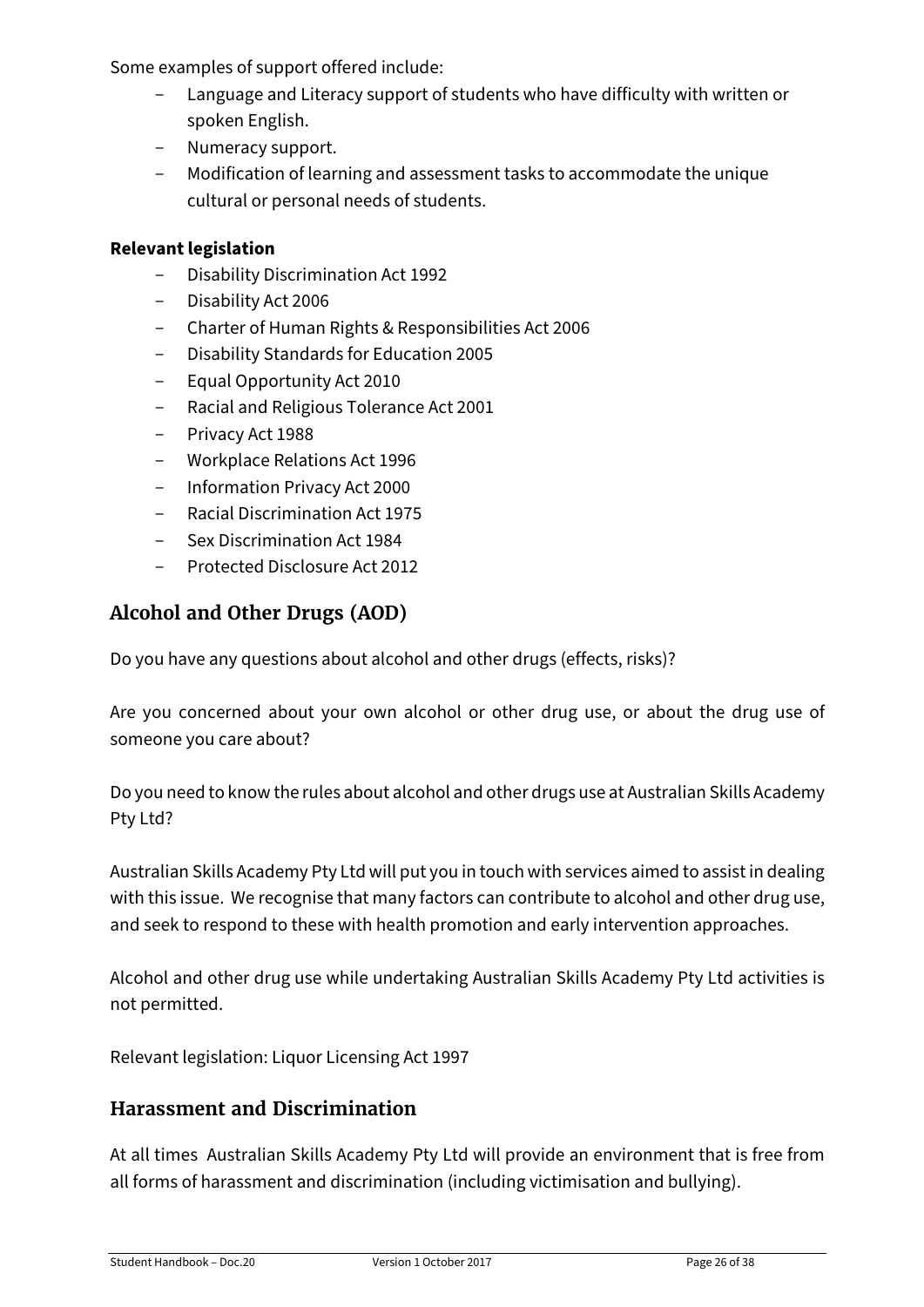Some examples of support offered include:

- Language and Literacy support of students who have difficulty with written or spoken English.
- Numeracy support.
- Modification of learning and assessment tasks to accommodate the unique cultural or personal needs of students.

**Relevant legislation**

- Disability Discrimination Act 1992
- Disability Act 2006
- Charter of Human Rights & Responsibilities Act 2006
- Disability Standards for Education 2005
- Equal Opportunity Act 2010
- Racial and Religious Tolerance Act 2001
- Privacy Act 1988
- Workplace Relations Act 1996
- Information Privacy Act 2000
- Racial Discrimination Act 1975
- Sex Discrimination Act 1984
- Protected Disclosure Act 2012

## Alcohol and Other Drugs (AOD)

Do you have any questions about alcohol and other drugs (effects, risks)?

Are you concerned about your own alcohol or other drug use, or about the drug use of someone you care about?

Do you need to know the rules about alcohol and other drugs use at Australian Skills Academy Pty Ltd?

Australian Skills Academy Pty Ltd will put you in touch with services aimed to assist in dealing with this issue. We recognise that many factors can contribute to alcohol and other drug use, and seek to respond to these with health promotion and early intervention approaches.

Alcohol and other drug use while undertaking Australian Skills Academy Pty Ltd activities is not permitted.

Relevant legislation: Liquor Licensing Act 1997

## Harassment and Discrimination

At all times Australian Skills Academy Pty Ltd will provide an environment that is free from all forms of harassment and discrimination (including victimisation and bullying).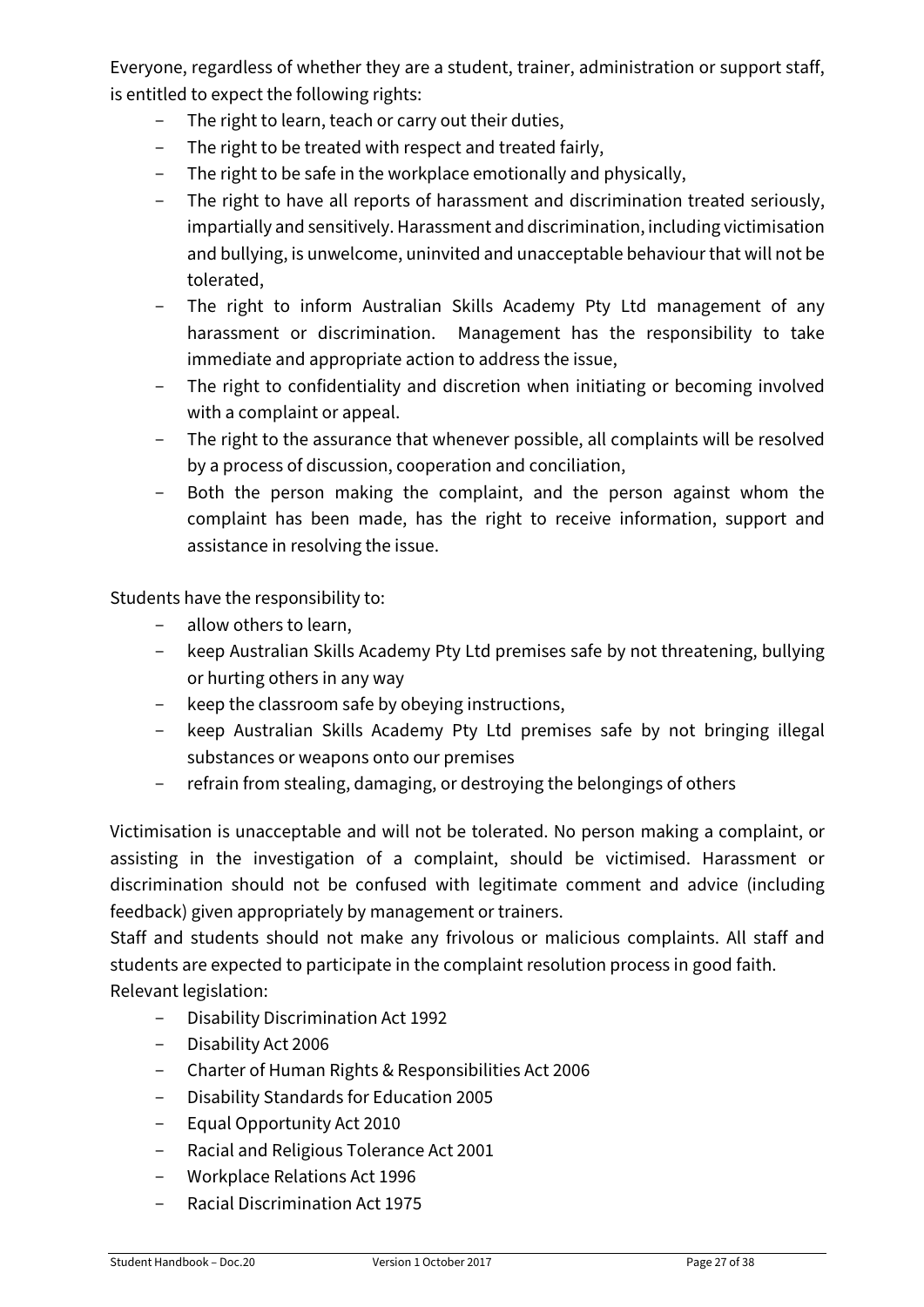Everyone, regardless of whether they are a student, trainer, administration or support staff, is entitled to expect the following rights:

- The right to learn, teach or carry out their duties,
- The right to be treated with respect and treated fairly,
- The right to be safe in the workplace emotionally and physically,
- The right to have all reports of harassment and discrimination treated seriously, impartially and sensitively. Harassment and discrimination, including victimisation and bullying, is unwelcome, uninvited and unacceptable behaviour that will not be tolerated,
- The right to inform Australian Skills Academy Pty Ltd management of any harassment or discrimination. Management has the responsibility to take immediate and appropriate action to address the issue,
- The right to confidentiality and discretion when initiating or becoming involved with a complaint or appeal.
- The right to the assurance that whenever possible, all complaints will be resolved by a process of discussion, cooperation and conciliation,
- Both the person making the complaint, and the person against whom the complaint has been made, has the right to receive information, support and assistance in resolving the issue.

Students have the responsibility to:

- allow others to learn,
- keep Australian Skills Academy Pty Ltd premises safe by not threatening, bullying or hurting others in any way
- keep the classroom safe by obeying instructions,
- keep Australian Skills Academy Pty Ltd premises safe by not bringing illegal substances or weapons onto our premises
- refrain from stealing, damaging, or destroying the belongings of others

Victimisation is unacceptable and will not be tolerated. No person making a complaint, or assisting in the investigation of a complaint, should be victimised. Harassment or discrimination should not be confused with legitimate comment and advice (including feedback) given appropriately by management or trainers.

Staff and students should not make any frivolous or malicious complaints. All staff and students are expected to participate in the complaint resolution process in good faith.

Relevant legislation:

- Disability Discrimination Act 1992
- Disability Act 2006
- Charter of Human Rights & Responsibilities Act 2006
- Disability Standards for Education 2005
- Equal Opportunity Act 2010
- Racial and Religious Tolerance Act 2001
- Workplace Relations Act 1996
- Racial Discrimination Act 1975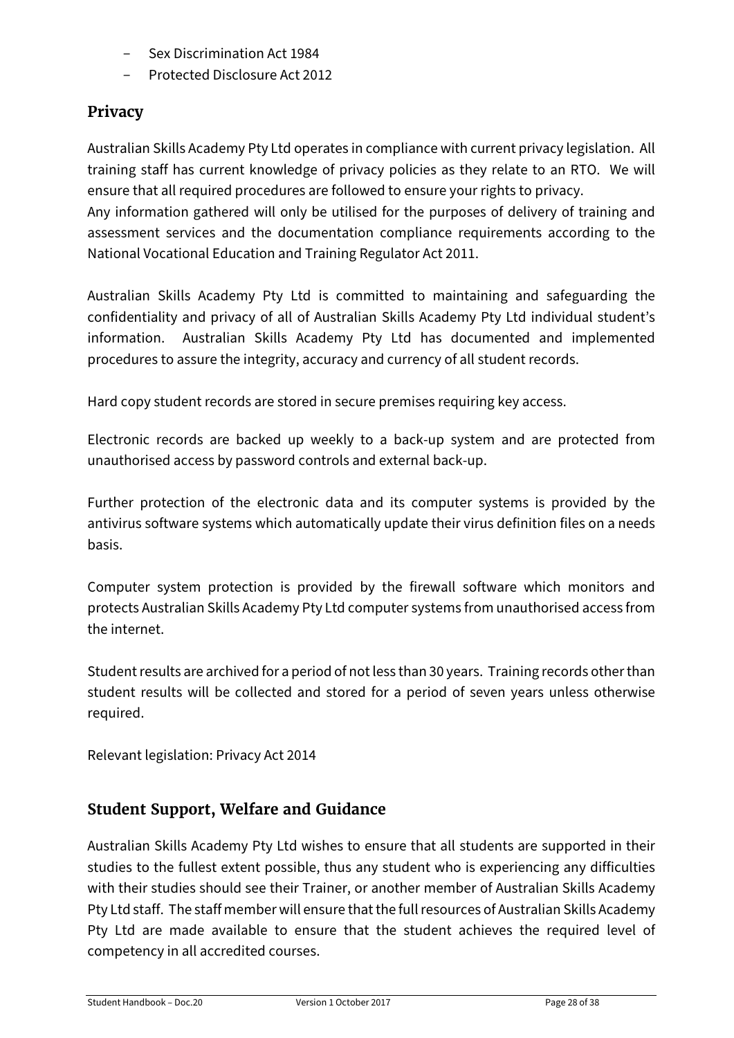- Sex Discrimination Act 1984
- Protected Disclosure Act 2012

## Privacy

Australian Skills Academy Pty Ltd operates in compliance with current privacy legislation. All training staff has current knowledge of privacy policies as they relate to an RTO. We will ensure that all required procedures are followed to ensure your rights to privacy.
Any information gathered will only be utilised for the purposes of delivery of training and assessment services and the documentation compliance requirements according to the National Vocational Education and Training Regulator Act 2011.

Australian Skills Academy Pty Ltd is committed to maintaining and safeguarding the confidentiality and privacy of all of Australian Skills Academy Pty Ltd individual student's information. Australian Skills Academy Pty Ltd has documented and implemented procedures to assure the integrity, accuracy and currency of all student records.

Hard copy student records are stored in secure premises requiring key access.

Electronic records are backed up weekly to a back-up system and are protected from unauthorised access by password controls and external back-up.

Further protection of the electronic data and its computer systems is provided by the antivirus software systems which automatically update their virus definition files on a needs basis.

Computer system protection is provided by the firewall software which monitors and protects Australian Skills Academy Pty Ltd computer systems from unauthorised access from the internet.

Student results are archived for a period of not less than 30 years. Training records other than student results will be collected and stored for a period of seven years unless otherwise required.

Relevant legislation: Privacy Act 2014

## Student Support, Welfare and Guidance

Australian Skills Academy Pty Ltd wishes to ensure that all students are supported in their studies to the fullest extent possible, thus any student who is experiencing any difficulties with their studies should see their Trainer, or another member of Australian Skills Academy Pty Ltd staff. The staff member will ensure that the full resources of Australian Skills Academy Pty Ltd are made available to ensure that the student achieves the required level of competency in all accredited courses.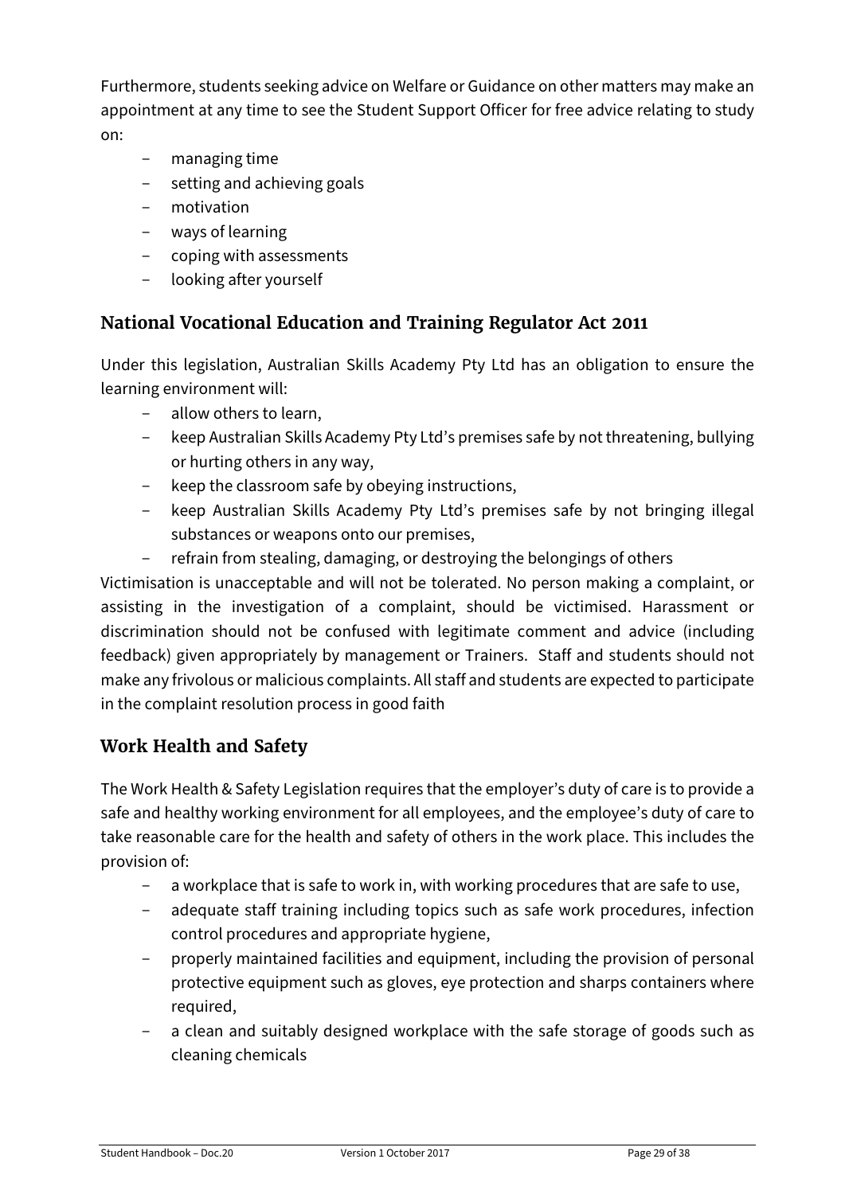Furthermore, students seeking advice on Welfare or Guidance on other matters may make an appointment at any time to see the Student Support Officer for free advice relating to study on:

- managing time
- setting and achieving goals
- motivation
- ways of learning
- coping with assessments
- looking after yourself

## National Vocational Education and Training Regulator Act 2011

Under this legislation, Australian Skills Academy Pty Ltd has an obligation to ensure the learning environment will:

- allow others to learn,
- keep Australian Skills Academy Pty Ltd's premises safe by not threatening, bullying or hurting others in any way,
- keep the classroom safe by obeying instructions,
- keep Australian Skills Academy Pty Ltd's premises safe by not bringing illegal substances or weapons onto our premises,
- refrain from stealing, damaging, or destroying the belongings of others

Victimisation is unacceptable and will not be tolerated. No person making a complaint, or assisting in the investigation of a complaint, should be victimised. Harassment or discrimination should not be confused with legitimate comment and advice (including feedback) given appropriately by management or Trainers. Staff and students should not make any frivolous or malicious complaints. All staff and students are expected to participate in the complaint resolution process in good faith

## Work Health and Safety

The Work Health & Safety Legislation requires that the employer's duty of care is to provide a safe and healthy working environment for all employees, and the employee's duty of care to take reasonable care for the health and safety of others in the work place. This includes the provision of:

- a workplace that is safe to work in, with working procedures that are safe to use,
- adequate staff training including topics such as safe work procedures, infection control procedures and appropriate hygiene,
- properly maintained facilities and equipment, including the provision of personal protective equipment such as gloves, eye protection and sharps containers where required,
- a clean and suitably designed workplace with the safe storage of goods such as cleaning chemicals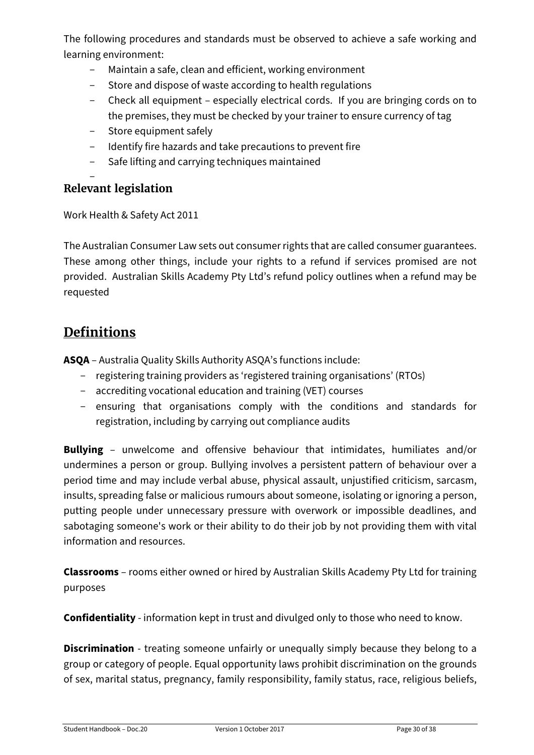The following procedures and standards must be observed to achieve a safe working and learning environment:

- Maintain a safe, clean and efficient, working environment
- Store and dispose of waste according to health regulations
- Check all equipment – especially electrical cords. If you are bringing cords on to the premises, they must be checked by your trainer to ensure currency of tag
- Store equipment safely
- Identify fire hazards and take precautions to prevent fire
- Safe lifting and carrying techniques maintained

### Relevant legislation

Work Health & Safety Act 2011

The Australian Consumer Law sets out consumer rights that are called consumer guarantees. These among other things, include your rights to a refund if services promised are not provided. Australian Skills Academy Pty Ltd's refund policy outlines when a refund may be requested

## Definitions

**ASQA** – Australia Quality Skills Authority ASQA's functions include:

- registering training providers as 'registered training organisations' (RTOs)
- accrediting vocational education and training (VET) courses
- ensuring that organisations comply with the conditions and standards for registration, including by carrying out compliance audits

**Bullying** – unwelcome and offensive behaviour that intimidates, humiliates and/or undermines a person or group. Bullying involves a persistent pattern of behaviour over a period time and may include verbal abuse, physical assault, unjustified criticism, sarcasm, insults, spreading false or malicious rumours about someone, isolating or ignoring a person, putting people under unnecessary pressure with overwork or impossible deadlines, and sabotaging someone's work or their ability to do their job by not providing them with vital information and resources.

**Classrooms** – rooms either owned or hired by Australian Skills Academy Pty Ltd for training purposes

**Confidentiality** - information kept in trust and divulged only to those who need to know.

**Discrimination** - treating someone unfairly or unequally simply because they belong to a group or category of people. Equal opportunity laws prohibit discrimination on the grounds of sex, marital status, pregnancy, family responsibility, family status, race, religious beliefs,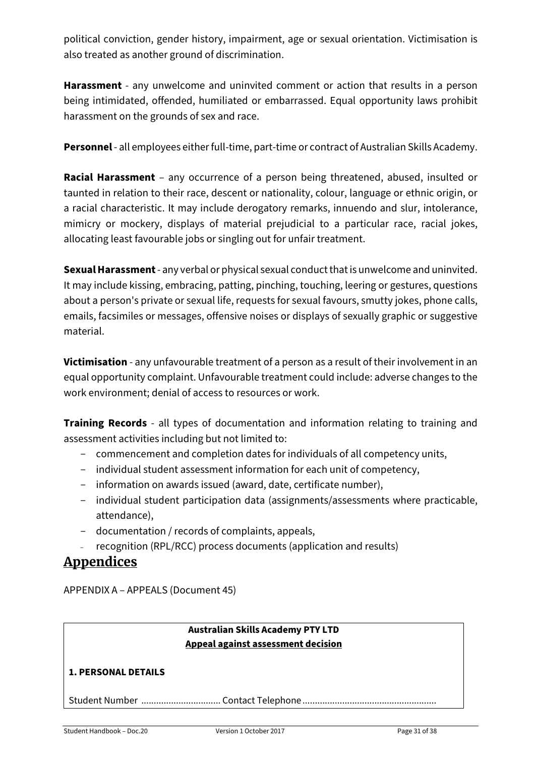political conviction, gender history, impairment, age or sexual orientation. Victimisation is also treated as another ground of discrimination.

**Harassment** - any unwelcome and uninvited comment or action that results in a person being intimidated, offended, humiliated or embarrassed. Equal opportunity laws prohibit harassment on the grounds of sex and race.

**Personnel** - all employees either full-time, part-time or contract of Australian Skills Academy.

**Racial Harassment** – any occurrence of a person being threatened, abused, insulted or taunted in relation to their race, descent or nationality, colour, language or ethnic origin, or a racial characteristic. It may include derogatory remarks, innuendo and slur, intolerance, mimicry or mockery, displays of material prejudicial to a particular race, racial jokes, allocating least favourable jobs or singling out for unfair treatment.

**Sexual Harassment** - any verbal or physical sexual conduct that is unwelcome and uninvited. It may include kissing, embracing, patting, pinching, touching, leering or gestures, questions about a person's private or sexual life, requests for sexual favours, smutty jokes, phone calls, emails, facsimiles or messages, offensive noises or displays of sexually graphic or suggestive material.

**Victimisation** - any unfavourable treatment of a person as a result of their involvement in an equal opportunity complaint. Unfavourable treatment could include: adverse changes to the work environment; denial of access to resources or work.

**Training Records** - all types of documentation and information relating to training and assessment activities including but not limited to:

- commencement and completion dates for individuals of all competency units,
- individual student assessment information for each unit of competency,
- information on awards issued (award, date, certificate number),
- individual student participation data (assignments/assessments where practicable, attendance),
- documentation / records of complaints, appeals,
- recognition (RPL/RCC) process documents (application and results)

# Appendices

APPENDIX A – APPEALS (Document 45)

**Australian Skills Academy PTY LTD**

**Appeal against assessment decision**

**1. PERSONAL DETAILS**

Student Number ................................ Contact Telephone .....................................................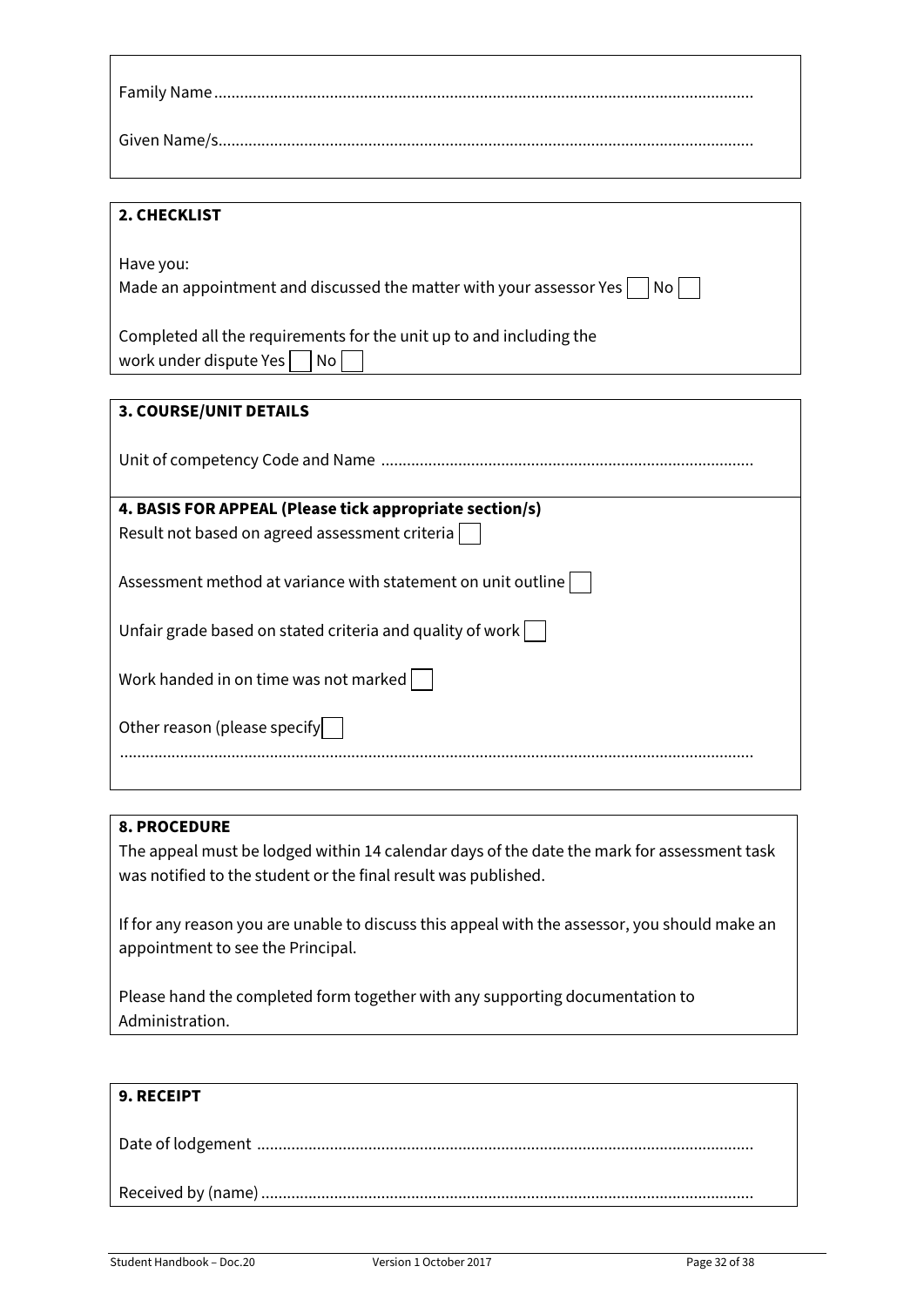Family Name ............................................................................................................................

Given Name/s............................................................................................................................

## 2. CHECKLIST

Have you:

Made an appointment and discussed the matter with your assessor Yes ☐ No ☐

Completed all the requirements for the unit up to and including the work under dispute Yes ☐ No ☐

## 3. COURSE/UNIT DETAILS

Unit of competency Code and Name .....................................................................................

## 4. BASIS FOR APPEAL (Please tick appropriate section/s)

Result not based on agreed assessment criteria ☐

Assessment method at variance with statement on unit outline ☐

Unfair grade based on stated criteria and quality of work ☐

Work handed in on time was not marked ☐

Other reason (please specify ☐

.................................................................................................................................................

## 8. PROCEDURE

The appeal must be lodged within 14 calendar days of the date the mark for assessment task was notified to the student or the final result was published.

If for any reason you are unable to discuss this appeal with the assessor, you should make an appointment to see the Principal.

Please hand the completed form together with any supporting documentation to Administration.

## 9. RECEIPT

Date of lodgement ..................................................................................................................

Received by (name) .................................................................................................................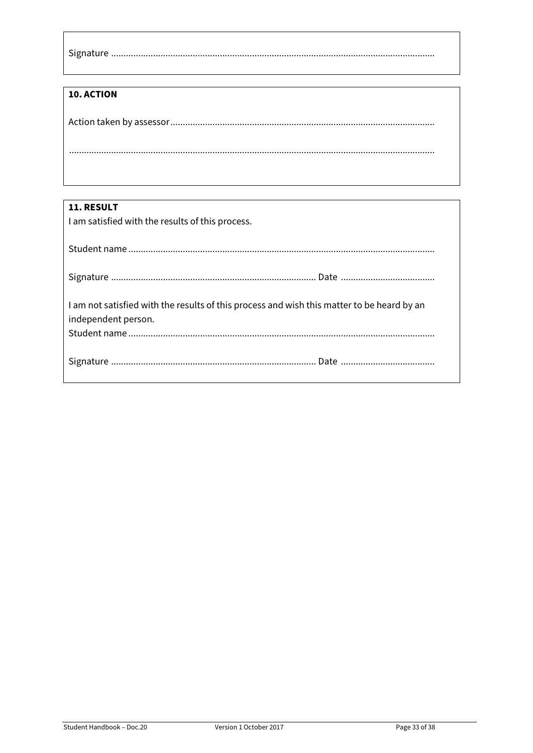Signature ..................................................................................................................................

**10. ACTION**

Action taken by assessor.........................................................................................................

...................................................................................................................................................

**11. RESULT**

I am satisfied with the results of this process.

Student name ...........................................................................................................................

Signature ................................................................................... Date ......................................

I am not satisfied with the results of this process and wish this matter to be heard by an independent person.

Student name ...........................................................................................................................

Signature ................................................................................... Date ......................................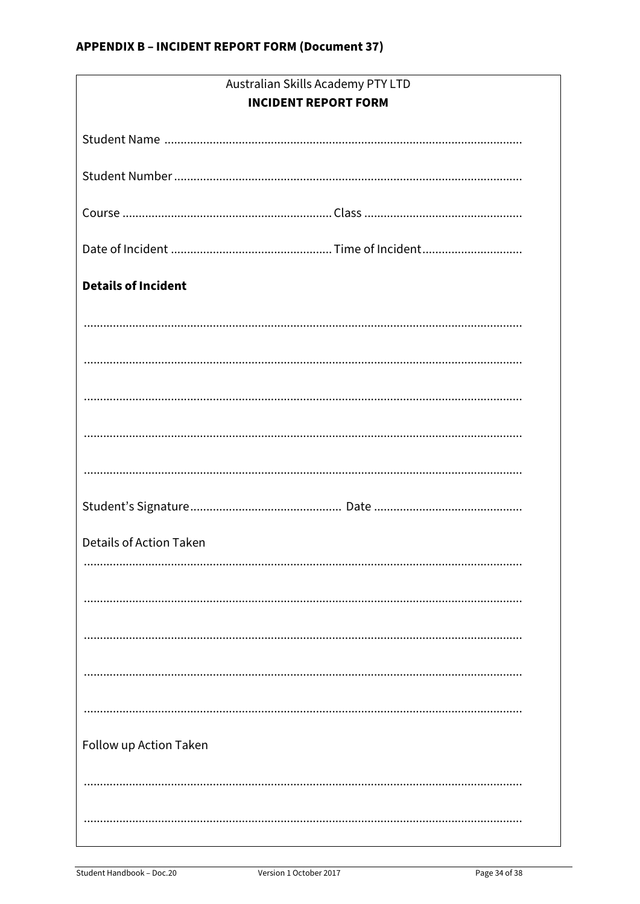## APPENDIX B – INCIDENT REPORT FORM (Document 37)

Australian Skills Academy PTY LTD

**INCIDENT REPORT FORM**

Student Name ..............................................................................................................

Student Number ..........................................................................................................

Course ................................................................ Class .................................................

Date of Incident ................................................. Time of Incident..............................

**Details of Incident**

......................................................................................................................................

......................................................................................................................................

......................................................................................................................................

......................................................................................................................................

......................................................................................................................................

Student's Signature.............................................. Date ..............................................

Details of Action Taken

......................................................................................................................................

......................................................................................................................................

......................................................................................................................................

......................................................................................................................................

......................................................................................................................................

Follow up Action Taken

......................................................................................................................................

......................................................................................................................................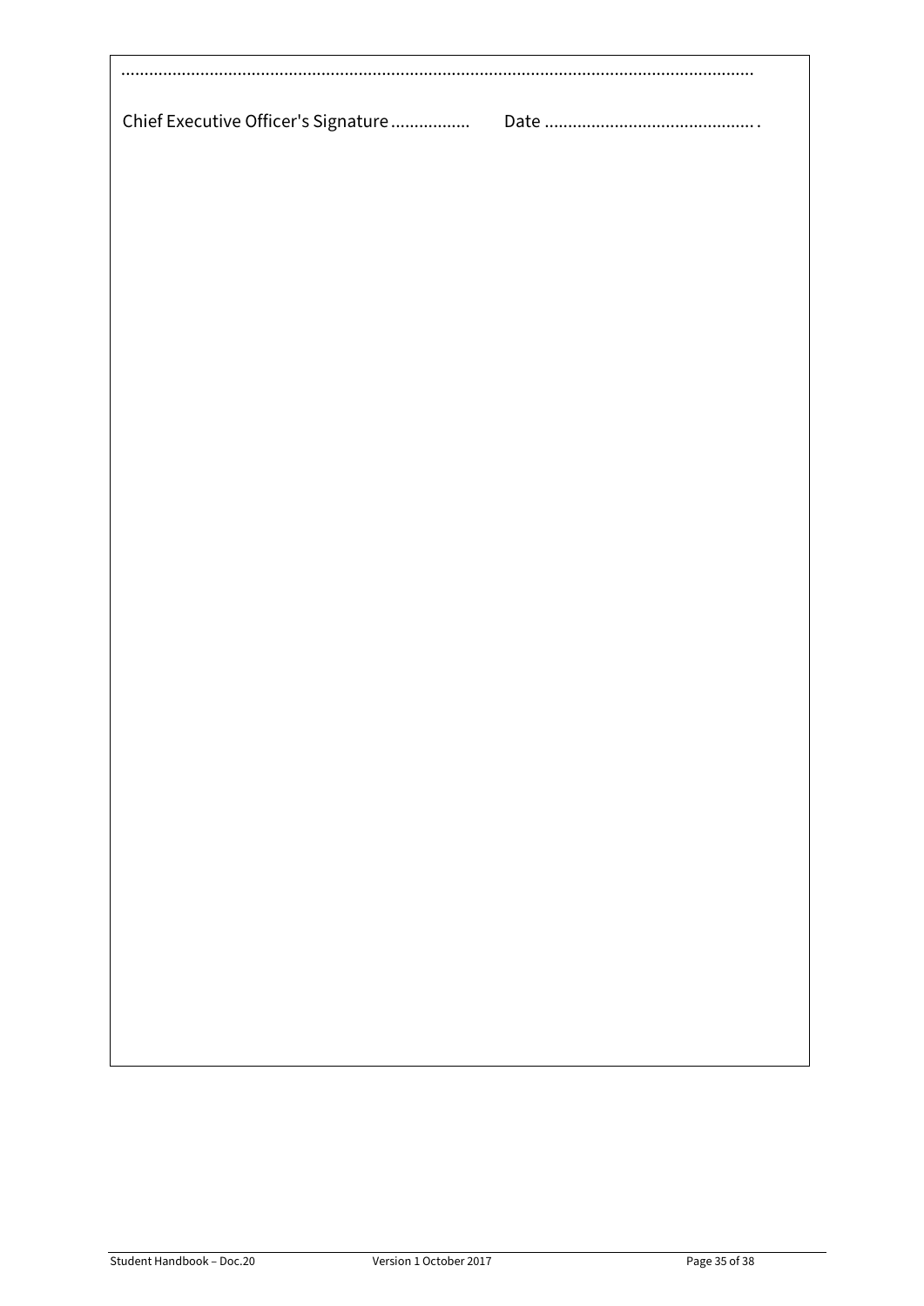....................................................................................................................................

Chief Executive Officer's Signature ................    Date ............................................ .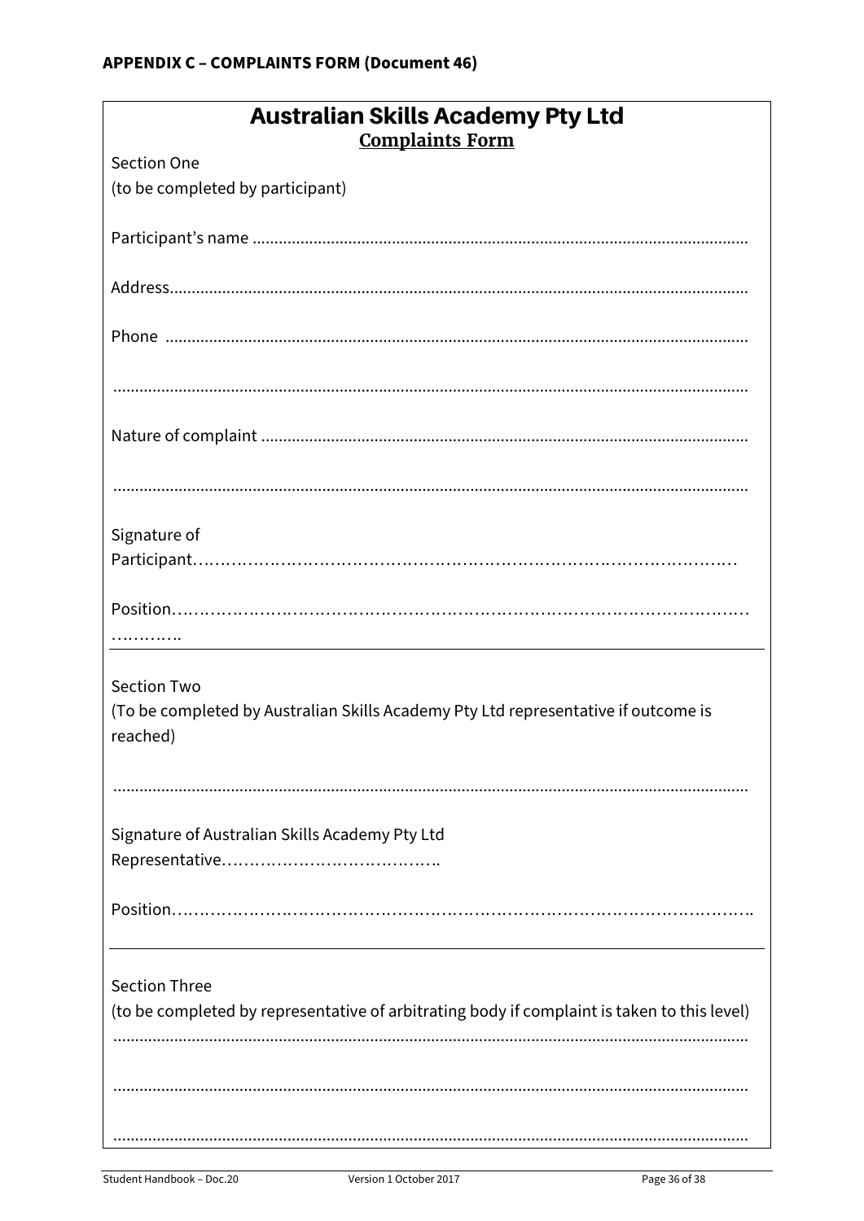**APPENDIX C – COMPLAINTS FORM (Document 46)**

# Australian Skills Academy Pty Ltd

## Complaints Form

Section One

(to be completed by participant)

Participant's name ..........................................................................................................

Address...........................................................................................................................

Phone .............................................................................................................................

.......................................................................................................................................

Nature of complaint .........................................................................................................

.......................................................................................................................................

Signature of Participant……………………………………………………………………………………

Position……………………………………………………………………………………………………

---

Section Two

(To be completed by Australian Skills Academy Pty Ltd representative if outcome is reached)

.......................................................................................................................................

Signature of Australian Skills Academy Pty Ltd Representative………………………………….

Position……………………………………………………………………………………………………..

---

Section Three

(to be completed by representative of arbitrating body if complaint is taken to this level)

.......................................................................................................................................

.......................................................................................................................................

.......................................................................................................................................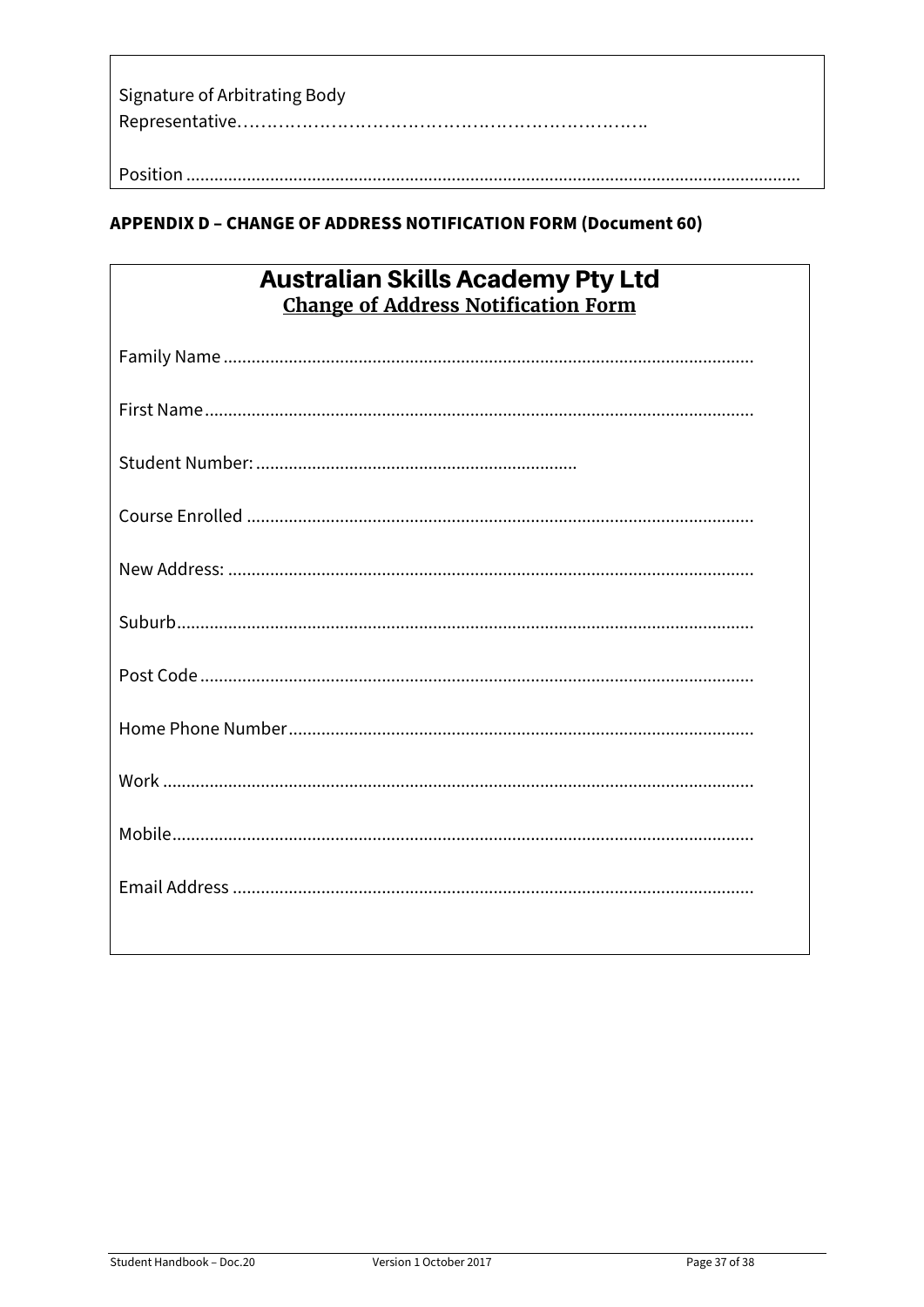Signature of Arbitrating Body Representative……………………………………………………………..

Position .................................................................................................................................

## APPENDIX D – CHANGE OF ADDRESS NOTIFICATION FORM (Document 60)

**Australian Skills Academy Pty Ltd**

**Change of Address Notification Form**

Family Name ...............................................................................................................

First Name...................................................................................................................

Student Number: ...................................................................

Course Enrolled ..........................................................................................................

New Address: ..............................................................................................................

Suburb.........................................................................................................................

Post Code ....................................................................................................................

Home Phone Number.................................................................................................

Work ...........................................................................................................................

Mobile..........................................................................................................................

Email Address .............................................................................................................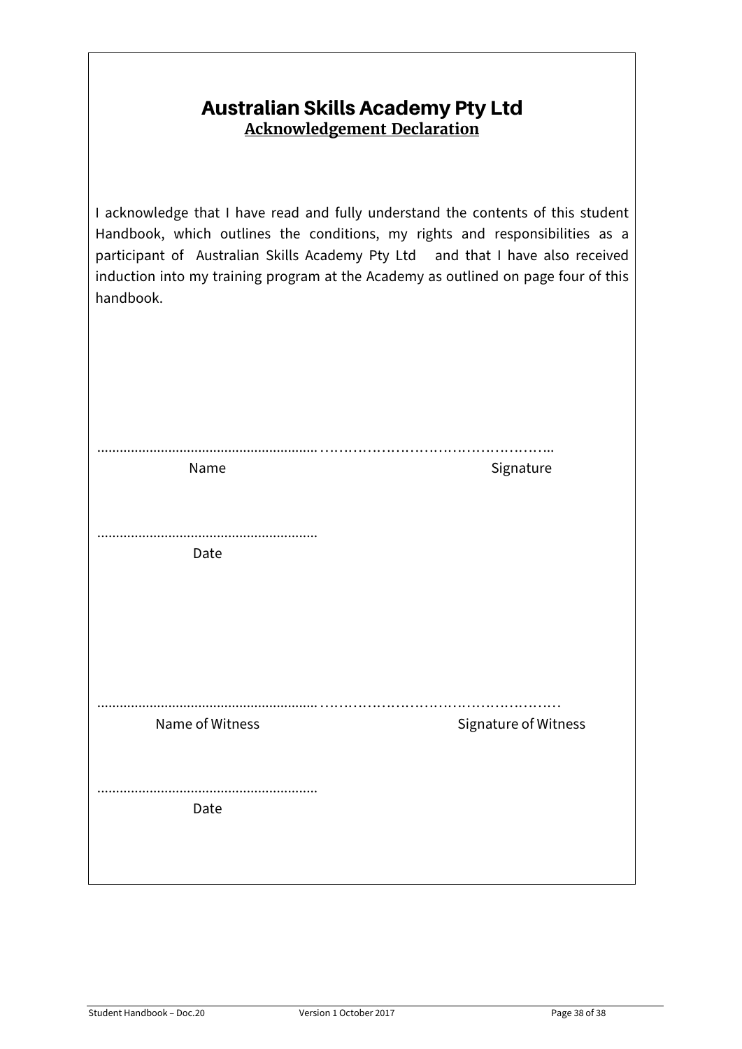# Australian Skills Academy Pty Ltd

## Acknowledgement Declaration

I acknowledge that I have read and fully understand the contents of this student Handbook, which outlines the conditions, my rights and responsibilities as a participant of Australian Skills Academy Pty Ltd and that I have also received induction into my training program at the Academy as outlined on page four of this handbook.

.......................................................... ……………………………………………..

Name Signature

..........................................................

Date

.......................................................... ……………………………………………

Name of Witness Signature of Witness

..........................................................

Date